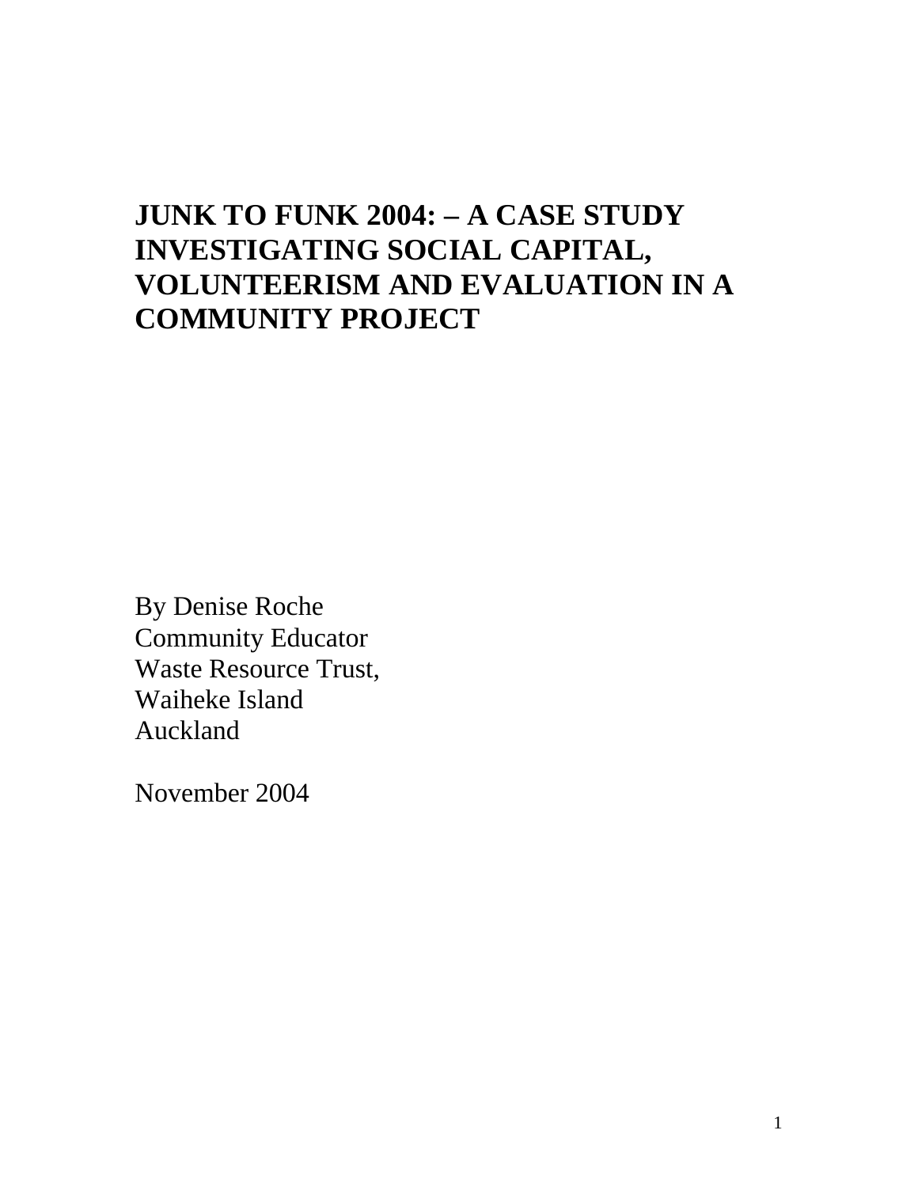# JUNK TO FUNK 2004: – A CASE STUDY INVESTIGATING SOCIAL CAPITAL, VOLUNTEERISM AND EVALUATION IN A COMMUNITY PROJECT

By Denise Roche
Community Educator
Waste Resource Trust,
Waiheke Island
Auckland

November 2004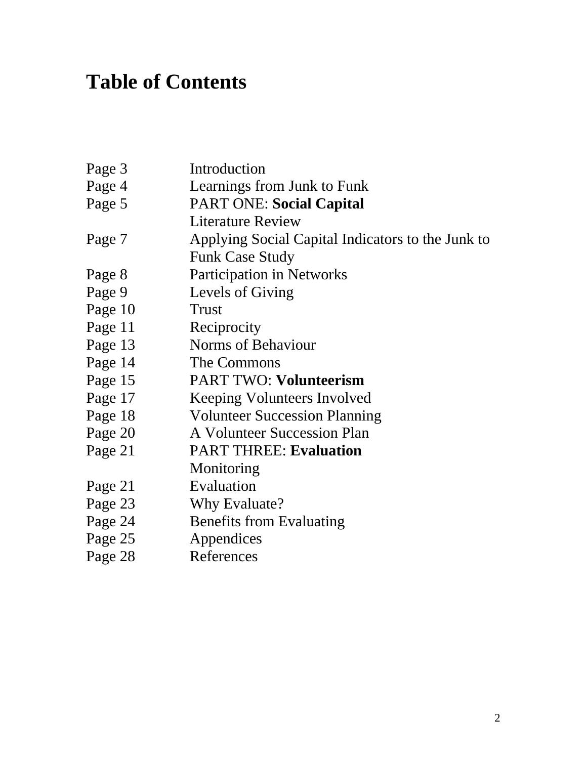# Table of Contents

| | |
|---|---|
| Page 3 | Introduction |
| Page 4 | Learnings from Junk to Funk |
| Page 5 | PART ONE: **Social Capital** |
| | Literature Review |
| Page 7 | Applying Social Capital Indicators to the Junk to Funk Case Study |
| Page 8 | Participation in Networks |
| Page 9 | Levels of Giving |
| Page 10 | Trust |
| Page 11 | Reciprocity |
| Page 13 | Norms of Behaviour |
| Page 14 | The Commons |
| Page 15 | PART TWO: **Volunteerism** |
| Page 17 | Keeping Volunteers Involved |
| Page 18 | Volunteer Succession Planning |
| Page 20 | A Volunteer Succession Plan |
| Page 21 | PART THREE: **Evaluation** |
| | Monitoring |
| Page 21 | Evaluation |
| Page 23 | Why Evaluate? |
| Page 24 | Benefits from Evaluating |
| Page 25 | Appendices |
| Page 28 | References |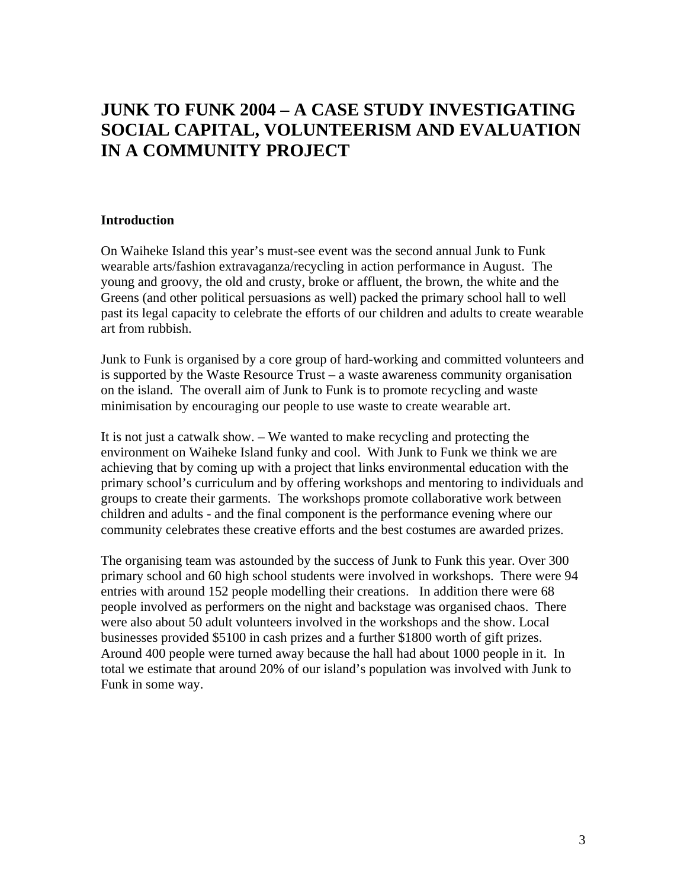# JUNK TO FUNK 2004 – A CASE STUDY INVESTIGATING SOCIAL CAPITAL, VOLUNTEERISM AND EVALUATION IN A COMMUNITY PROJECT

## Introduction

On Waiheke Island this year's must-see event was the second annual Junk to Funk wearable arts/fashion extravaganza/recycling in action performance in August. The young and groovy, the old and crusty, broke or affluent, the brown, the white and the Greens (and other political persuasions as well) packed the primary school hall to well past its legal capacity to celebrate the efforts of our children and adults to create wearable art from rubbish.

Junk to Funk is organised by a core group of hard-working and committed volunteers and is supported by the Waste Resource Trust – a waste awareness community organisation on the island. The overall aim of Junk to Funk is to promote recycling and waste minimisation by encouraging our people to use waste to create wearable art.

It is not just a catwalk show. – We wanted to make recycling and protecting the environment on Waiheke Island funky and cool. With Junk to Funk we think we are achieving that by coming up with a project that links environmental education with the primary school's curriculum and by offering workshops and mentoring to individuals and groups to create their garments. The workshops promote collaborative work between children and adults - and the final component is the performance evening where our community celebrates these creative efforts and the best costumes are awarded prizes.

The organising team was astounded by the success of Junk to Funk this year. Over 300 primary school and 60 high school students were involved in workshops. There were 94 entries with around 152 people modelling their creations. In addition there were 68 people involved as performers on the night and backstage was organised chaos. There were also about 50 adult volunteers involved in the workshops and the show. Local businesses provided $5100 in cash prizes and a further $1800 worth of gift prizes. Around 400 people were turned away because the hall had about 1000 people in it. In total we estimate that around 20% of our island's population was involved with Junk to Funk in some way.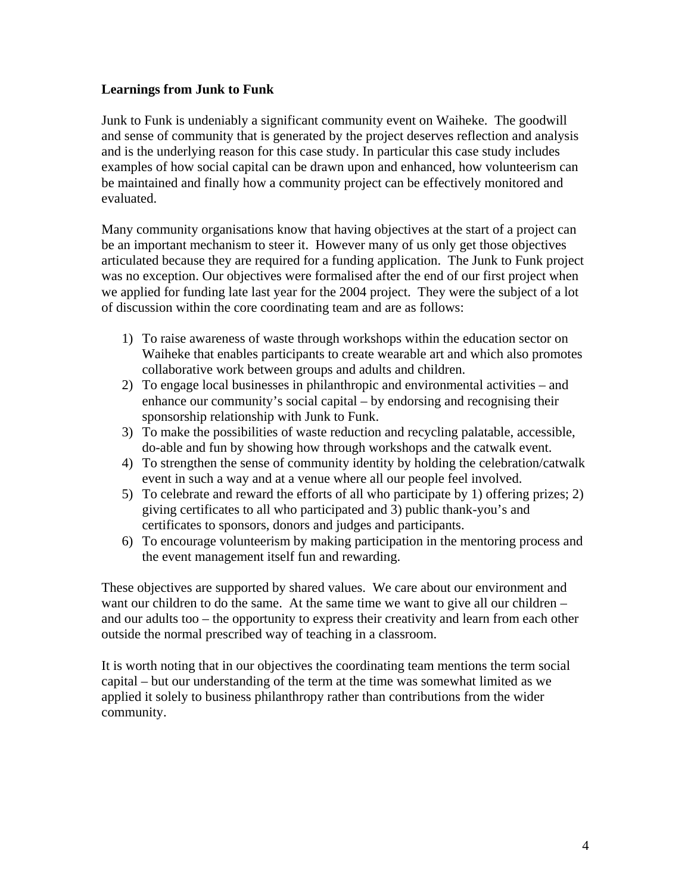**Learnings from Junk to Funk**

Junk to Funk is undeniably a significant community event on Waiheke. The goodwill and sense of community that is generated by the project deserves reflection and analysis and is the underlying reason for this case study. In particular this case study includes examples of how social capital can be drawn upon and enhanced, how volunteerism can be maintained and finally how a community project can be effectively monitored and evaluated.

Many community organisations know that having objectives at the start of a project can be an important mechanism to steer it. However many of us only get those objectives articulated because they are required for a funding application. The Junk to Funk project was no exception. Our objectives were formalised after the end of our first project when we applied for funding late last year for the 2004 project. They were the subject of a lot of discussion within the core coordinating team and are as follows:

1) To raise awareness of waste through workshops within the education sector on Waiheke that enables participants to create wearable art and which also promotes collaborative work between groups and adults and children.
2) To engage local businesses in philanthropic and environmental activities – and enhance our community's social capital – by endorsing and recognising their sponsorship relationship with Junk to Funk.
3) To make the possibilities of waste reduction and recycling palatable, accessible, do-able and fun by showing how through workshops and the catwalk event.
4) To strengthen the sense of community identity by holding the celebration/catwalk event in such a way and at a venue where all our people feel involved.
5) To celebrate and reward the efforts of all who participate by 1) offering prizes; 2) giving certificates to all who participated and 3) public thank-you's and certificates to sponsors, donors and judges and participants.
6) To encourage volunteerism by making participation in the mentoring process and the event management itself fun and rewarding.

These objectives are supported by shared values. We care about our environment and want our children to do the same. At the same time we want to give all our children – and our adults too – the opportunity to express their creativity and learn from each other outside the normal prescribed way of teaching in a classroom.

It is worth noting that in our objectives the coordinating team mentions the term social capital – but our understanding of the term at the time was somewhat limited as we applied it solely to business philanthropy rather than contributions from the wider community.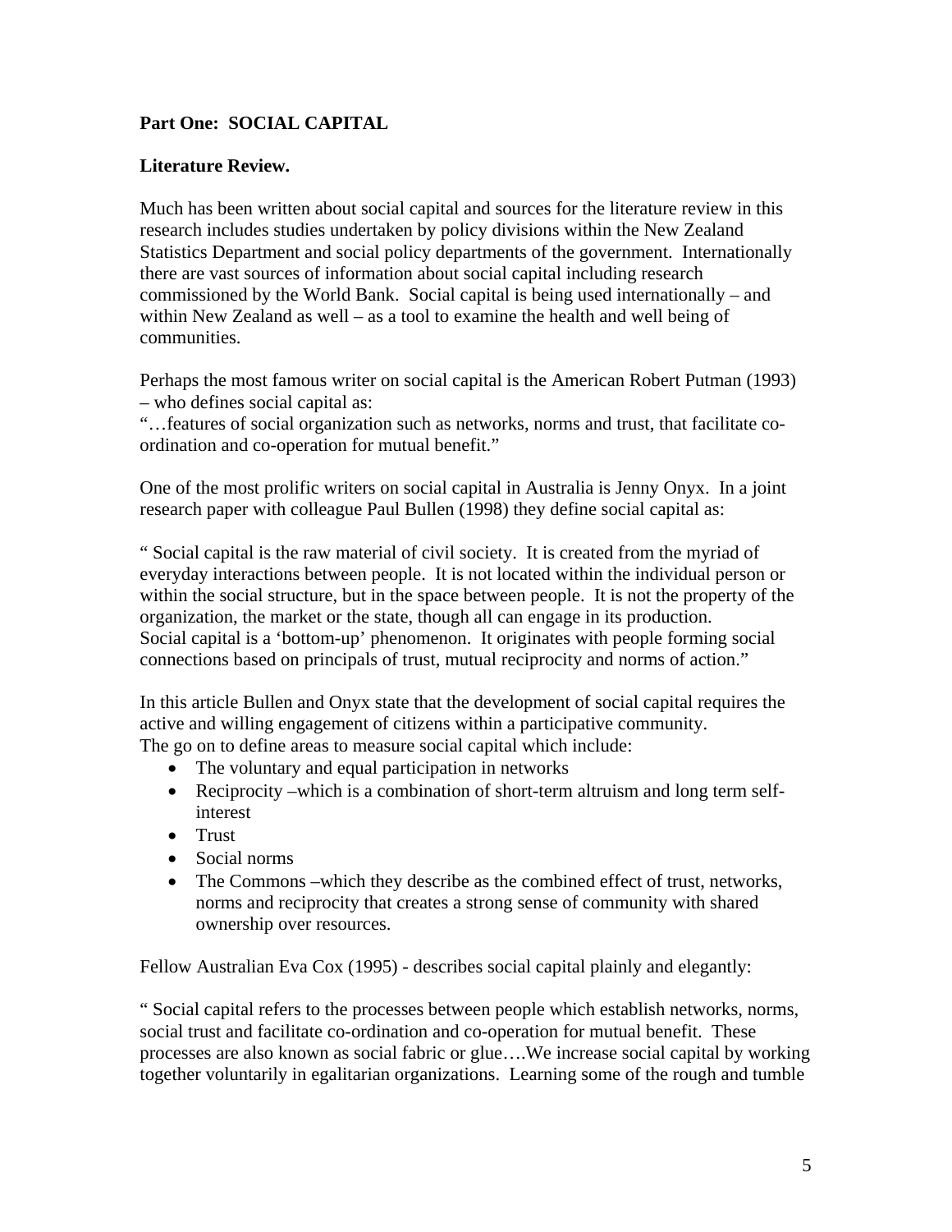**Part One: SOCIAL CAPITAL**

**Literature Review.**

Much has been written about social capital and sources for the literature review in this research includes studies undertaken by policy divisions within the New Zealand Statistics Department and social policy departments of the government. Internationally there are vast sources of information about social capital including research commissioned by the World Bank. Social capital is being used internationally – and within New Zealand as well – as a tool to examine the health and well being of communities.

Perhaps the most famous writer on social capital is the American Robert Putman (1993) – who defines social capital as:
"…features of social organization such as networks, norms and trust, that facilitate co-ordination and co-operation for mutual benefit."

One of the most prolific writers on social capital in Australia is Jenny Onyx. In a joint research paper with colleague Paul Bullen (1998) they define social capital as:

" Social capital is the raw material of civil society. It is created from the myriad of everyday interactions between people. It is not located within the individual person or within the social structure, but in the space between people. It is not the property of the organization, the market or the state, though all can engage in its production.
Social capital is a 'bottom-up' phenomenon. It originates with people forming social connections based on principals of trust, mutual reciprocity and norms of action."

In this article Bullen and Onyx state that the development of social capital requires the active and willing engagement of citizens within a participative community.
The go on to define areas to measure social capital which include:

- The voluntary and equal participation in networks
- Reciprocity –which is a combination of short-term altruism and long term self-interest
- Trust
- Social norms
- The Commons –which they describe as the combined effect of trust, networks, norms and reciprocity that creates a strong sense of community with shared ownership over resources.

Fellow Australian Eva Cox (1995) - describes social capital plainly and elegantly:

" Social capital refers to the processes between people which establish networks, norms, social trust and facilitate co-ordination and co-operation for mutual benefit. These processes are also known as social fabric or glue….We increase social capital by working together voluntarily in egalitarian organizations. Learning some of the rough and tumble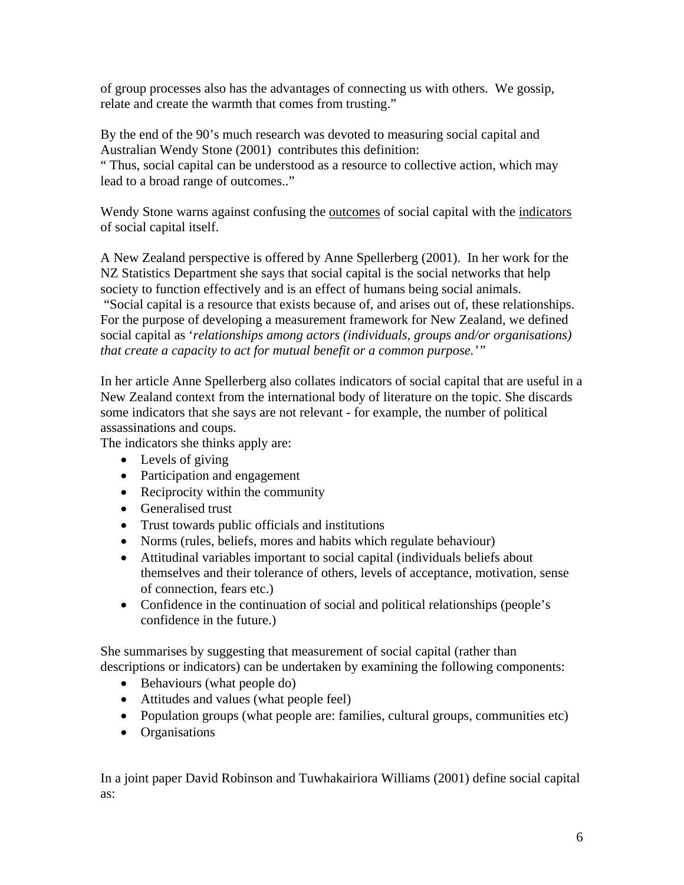of group processes also has the advantages of connecting us with others. We gossip, relate and create the warmth that comes from trusting."

By the end of the 90's much research was devoted to measuring social capital and Australian Wendy Stone (2001) contributes this definition:
" Thus, social capital can be understood as a resource to collective action, which may lead to a broad range of outcomes.."

Wendy Stone warns against confusing the <u>outcomes</u> of social capital with the <u>indicators</u> of social capital itself.

A New Zealand perspective is offered by Anne Spellerberg (2001). In her work for the NZ Statistics Department she says that social capital is the social networks that help society to function effectively and is an effect of humans being social animals.
"Social capital is a resource that exists because of, and arises out of, these relationships. For the purpose of developing a measurement framework for New Zealand, we defined social capital as '*relationships among actors (individuals, groups and/or organisations) that create a capacity to act for mutual benefit or a common purpose.*'"

In her article Anne Spellerberg also collates indicators of social capital that are useful in a New Zealand context from the international body of literature on the topic. She discards some indicators that she says are not relevant - for example, the number of political assassinations and coups.
The indicators she thinks apply are:

- Levels of giving
- Participation and engagement
- Reciprocity within the community
- Generalised trust
- Trust towards public officials and institutions
- Norms (rules, beliefs, mores and habits which regulate behaviour)
- Attitudinal variables important to social capital (individuals beliefs about themselves and their tolerance of others, levels of acceptance, motivation, sense of connection, fears etc.)
- Confidence in the continuation of social and political relationships (people's confidence in the future.)

She summarises by suggesting that measurement of social capital (rather than descriptions or indicators) can be undertaken by examining the following components:

- Behaviours (what people do)
- Attitudes and values (what people feel)
- Population groups (what people are: families, cultural groups, communities etc)
- Organisations

In a joint paper David Robinson and Tuwhakairiora Williams (2001) define social capital as: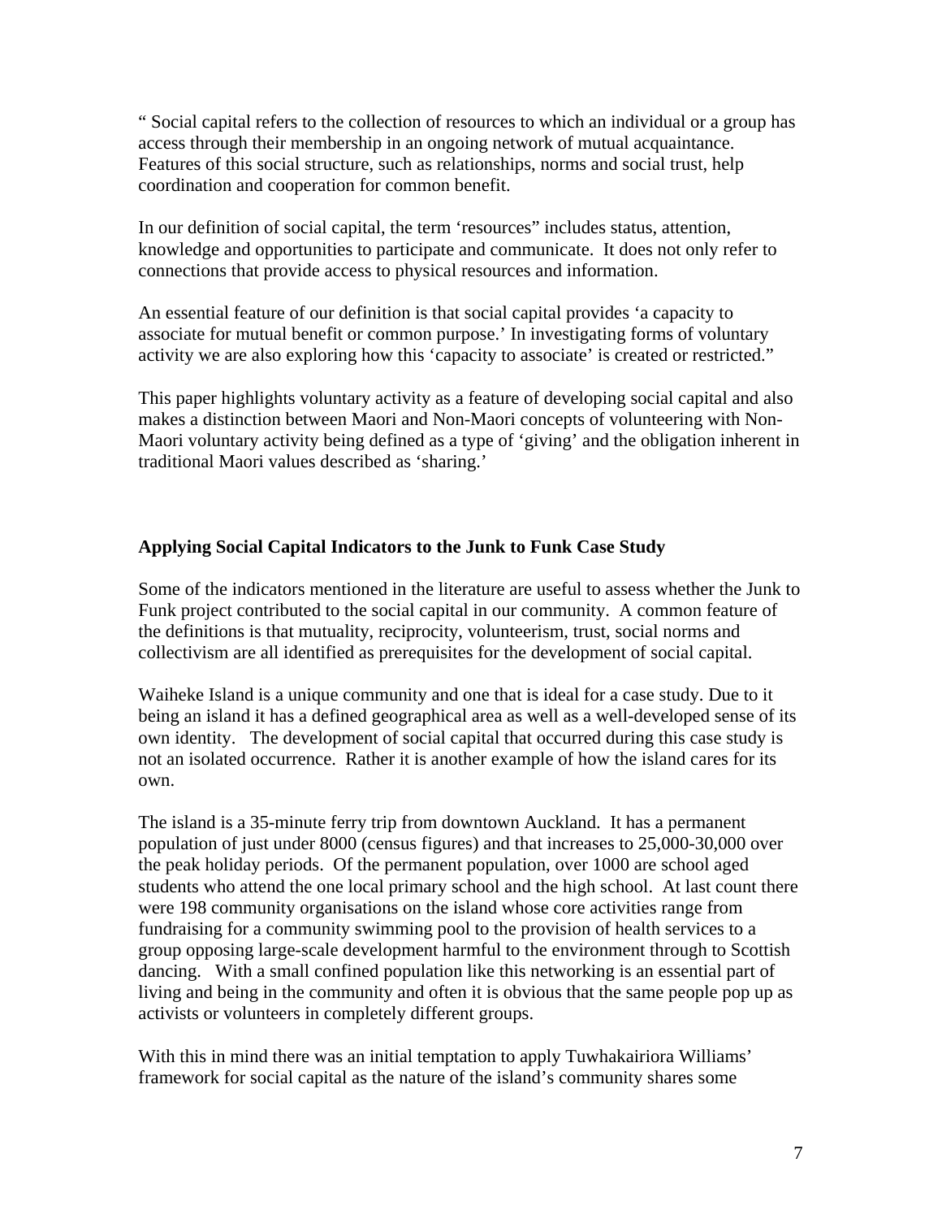" Social capital refers to the collection of resources to which an individual or a group has access through their membership in an ongoing network of mutual acquaintance. Features of this social structure, such as relationships, norms and social trust, help coordination and cooperation for common benefit.

In our definition of social capital, the term 'resources" includes status, attention, knowledge and opportunities to participate and communicate. It does not only refer to connections that provide access to physical resources and information.

An essential feature of our definition is that social capital provides 'a capacity to associate for mutual benefit or common purpose.' In investigating forms of voluntary activity we are also exploring how this 'capacity to associate' is created or restricted."

This paper highlights voluntary activity as a feature of developing social capital and also makes a distinction between Maori and Non-Maori concepts of volunteering with Non-Maori voluntary activity being defined as a type of 'giving' and the obligation inherent in traditional Maori values described as 'sharing.'

**Applying Social Capital Indicators to the Junk to Funk Case Study**

Some of the indicators mentioned in the literature are useful to assess whether the Junk to Funk project contributed to the social capital in our community. A common feature of the definitions is that mutuality, reciprocity, volunteerism, trust, social norms and collectivism are all identified as prerequisites for the development of social capital.

Waiheke Island is a unique community and one that is ideal for a case study. Due to it being an island it has a defined geographical area as well as a well-developed sense of its own identity. The development of social capital that occurred during this case study is not an isolated occurrence. Rather it is another example of how the island cares for its own.

The island is a 35-minute ferry trip from downtown Auckland. It has a permanent population of just under 8000 (census figures) and that increases to 25,000-30,000 over the peak holiday periods. Of the permanent population, over 1000 are school aged students who attend the one local primary school and the high school. At last count there were 198 community organisations on the island whose core activities range from fundraising for a community swimming pool to the provision of health services to a group opposing large-scale development harmful to the environment through to Scottish dancing. With a small confined population like this networking is an essential part of living and being in the community and often it is obvious that the same people pop up as activists or volunteers in completely different groups.

With this in mind there was an initial temptation to apply Tuwhakairiora Williams' framework for social capital as the nature of the island's community shares some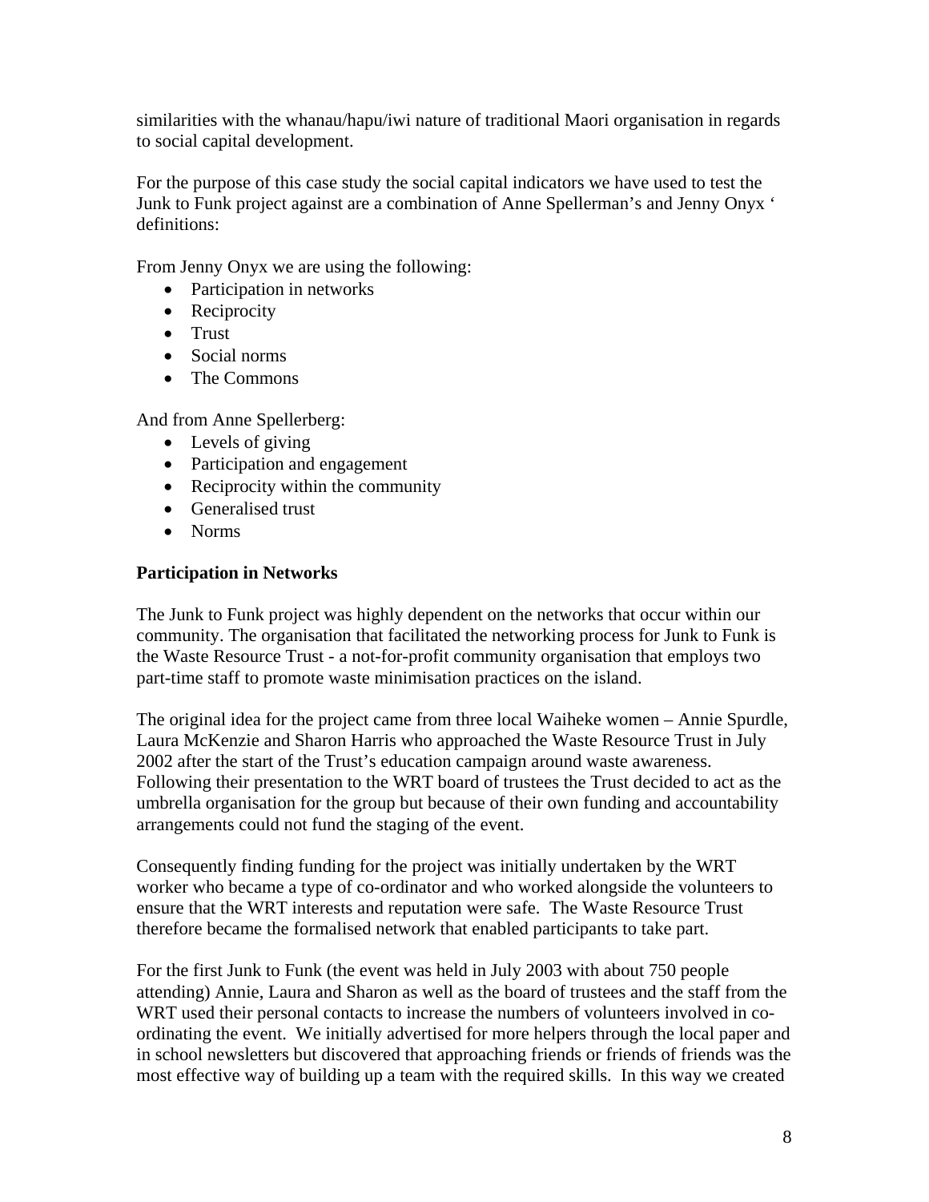similarities with the whanau/hapu/iwi nature of traditional Maori organisation in regards to social capital development.

For the purpose of this case study the social capital indicators we have used to test the Junk to Funk project against are a combination of Anne Spellerman's and Jenny Onyx ' definitions:

From Jenny Onyx we are using the following:

- Participation in networks
- Reciprocity
- Trust
- Social norms
- The Commons

And from Anne Spellerberg:

- Levels of giving
- Participation and engagement
- Reciprocity within the community
- Generalised trust
- Norms

**Participation in Networks**

The Junk to Funk project was highly dependent on the networks that occur within our community. The organisation that facilitated the networking process for Junk to Funk is the Waste Resource Trust - a not-for-profit community organisation that employs two part-time staff to promote waste minimisation practices on the island.

The original idea for the project came from three local Waiheke women – Annie Spurdle, Laura McKenzie and Sharon Harris who approached the Waste Resource Trust in July 2002 after the start of the Trust's education campaign around waste awareness. Following their presentation to the WRT board of trustees the Trust decided to act as the umbrella organisation for the group but because of their own funding and accountability arrangements could not fund the staging of the event.

Consequently finding funding for the project was initially undertaken by the WRT worker who became a type of co-ordinator and who worked alongside the volunteers to ensure that the WRT interests and reputation were safe. The Waste Resource Trust therefore became the formalised network that enabled participants to take part.

For the first Junk to Funk (the event was held in July 2003 with about 750 people attending) Annie, Laura and Sharon as well as the board of trustees and the staff from the WRT used their personal contacts to increase the numbers of volunteers involved in co-ordinating the event. We initially advertised for more helpers through the local paper and in school newsletters but discovered that approaching friends or friends of friends was the most effective way of building up a team with the required skills. In this way we created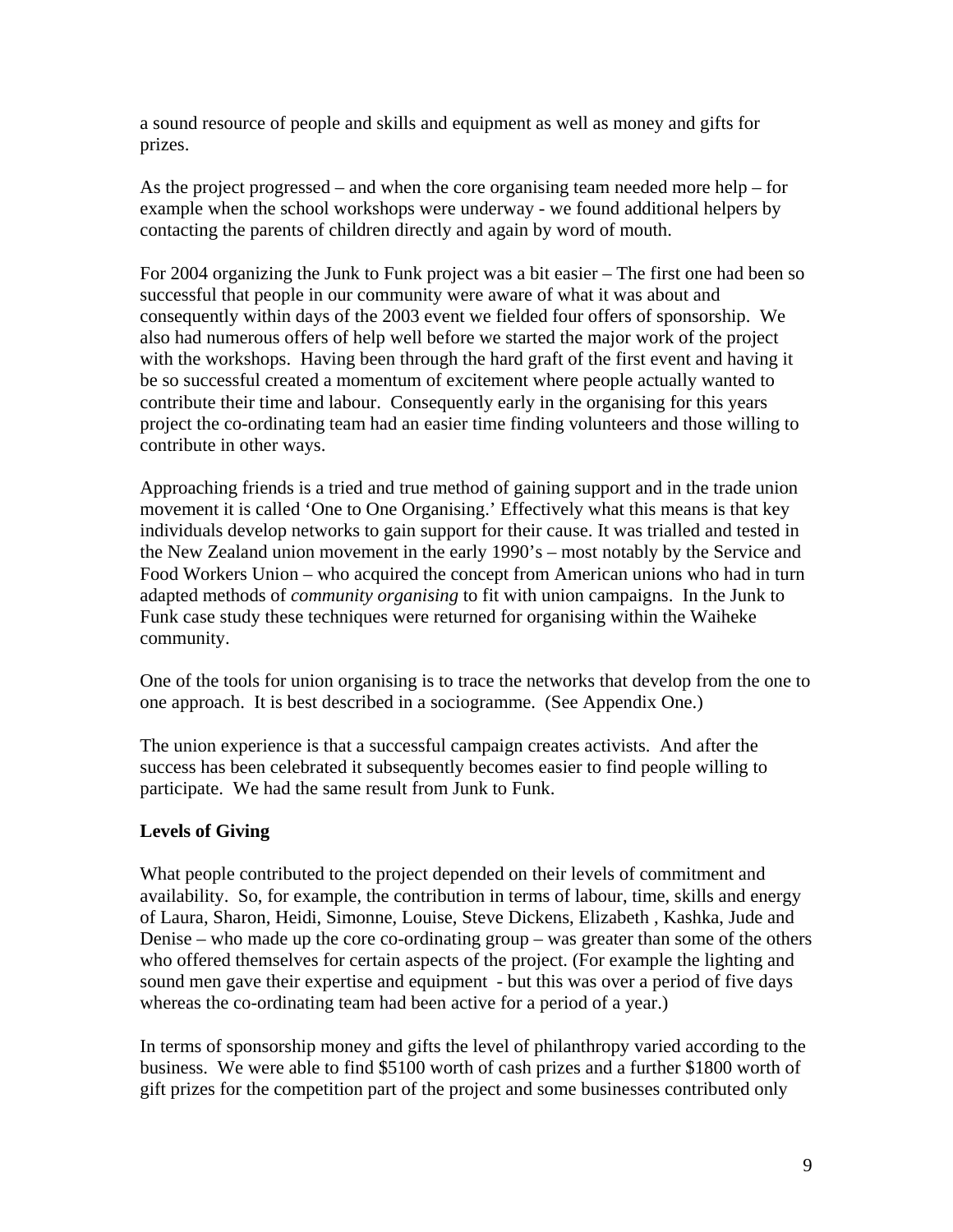a sound resource of people and skills and equipment as well as money and gifts for prizes.

As the project progressed – and when the core organising team needed more help – for example when the school workshops were underway - we found additional helpers by contacting the parents of children directly and again by word of mouth.

For 2004 organizing the Junk to Funk project was a bit easier – The first one had been so successful that people in our community were aware of what it was about and consequently within days of the 2003 event we fielded four offers of sponsorship. We also had numerous offers of help well before we started the major work of the project with the workshops. Having been through the hard graft of the first event and having it be so successful created a momentum of excitement where people actually wanted to contribute their time and labour. Consequently early in the organising for this years project the co-ordinating team had an easier time finding volunteers and those willing to contribute in other ways.

Approaching friends is a tried and true method of gaining support and in the trade union movement it is called 'One to One Organising.' Effectively what this means is that key individuals develop networks to gain support for their cause. It was trialled and tested in the New Zealand union movement in the early 1990's – most notably by the Service and Food Workers Union – who acquired the concept from American unions who had in turn adapted methods of *community organising* to fit with union campaigns. In the Junk to Funk case study these techniques were returned for organising within the Waiheke community.

One of the tools for union organising is to trace the networks that develop from the one to one approach. It is best described in a sociogramme. (See Appendix One.)

The union experience is that a successful campaign creates activists. And after the success has been celebrated it subsequently becomes easier to find people willing to participate. We had the same result from Junk to Funk.

**Levels of Giving**

What people contributed to the project depended on their levels of commitment and availability. So, for example, the contribution in terms of labour, time, skills and energy of Laura, Sharon, Heidi, Simonne, Louise, Steve Dickens, Elizabeth , Kashka, Jude and Denise – who made up the core co-ordinating group – was greater than some of the others who offered themselves for certain aspects of the project. (For example the lighting and sound men gave their expertise and equipment - but this was over a period of five days whereas the co-ordinating team had been active for a period of a year.)

In terms of sponsorship money and gifts the level of philanthropy varied according to the business. We were able to find $5100 worth of cash prizes and a further $1800 worth of gift prizes for the competition part of the project and some businesses contributed only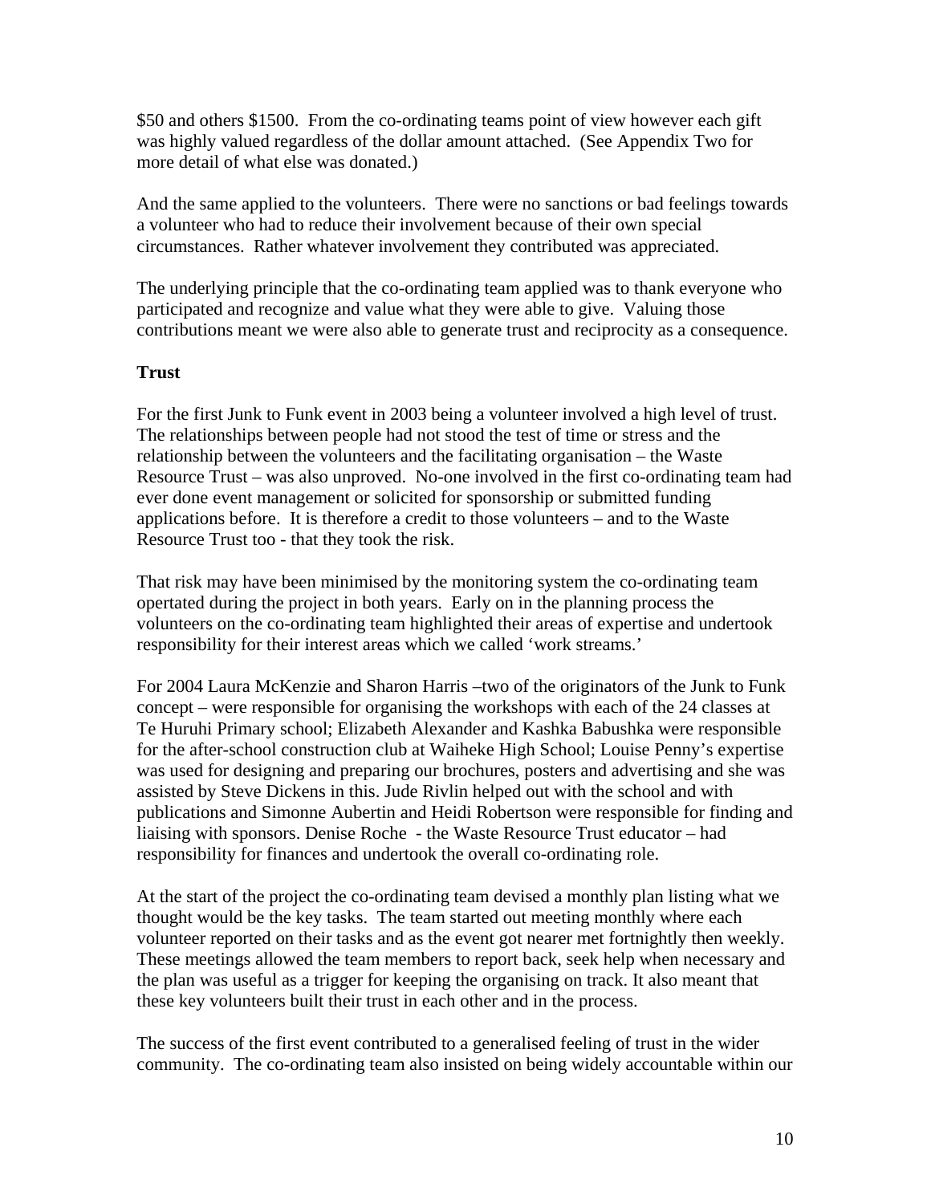$50 and others $1500. From the co-ordinating teams point of view however each gift was highly valued regardless of the dollar amount attached. (See Appendix Two for more detail of what else was donated.)

And the same applied to the volunteers. There were no sanctions or bad feelings towards a volunteer who had to reduce their involvement because of their own special circumstances. Rather whatever involvement they contributed was appreciated.

The underlying principle that the co-ordinating team applied was to thank everyone who participated and recognize and value what they were able to give. Valuing those contributions meant we were also able to generate trust and reciprocity as a consequence.

**Trust**

For the first Junk to Funk event in 2003 being a volunteer involved a high level of trust. The relationships between people had not stood the test of time or stress and the relationship between the volunteers and the facilitating organisation – the Waste Resource Trust – was also unproved. No-one involved in the first co-ordinating team had ever done event management or solicited for sponsorship or submitted funding applications before. It is therefore a credit to those volunteers – and to the Waste Resource Trust too - that they took the risk.

That risk may have been minimised by the monitoring system the co-ordinating team opertated during the project in both years. Early on in the planning process the volunteers on the co-ordinating team highlighted their areas of expertise and undertook responsibility for their interest areas which we called 'work streams.'

For 2004 Laura McKenzie and Sharon Harris –two of the originators of the Junk to Funk concept – were responsible for organising the workshops with each of the 24 classes at Te Huruhi Primary school; Elizabeth Alexander and Kashka Babushka were responsible for the after-school construction club at Waiheke High School; Louise Penny's expertise was used for designing and preparing our brochures, posters and advertising and she was assisted by Steve Dickens in this. Jude Rivlin helped out with the school and with publications and Simonne Aubertin and Heidi Robertson were responsible for finding and liaising with sponsors. Denise Roche - the Waste Resource Trust educator – had responsibility for finances and undertook the overall co-ordinating role.

At the start of the project the co-ordinating team devised a monthly plan listing what we thought would be the key tasks. The team started out meeting monthly where each volunteer reported on their tasks and as the event got nearer met fortnightly then weekly. These meetings allowed the team members to report back, seek help when necessary and the plan was useful as a trigger for keeping the organising on track. It also meant that these key volunteers built their trust in each other and in the process.

The success of the first event contributed to a generalised feeling of trust in the wider community. The co-ordinating team also insisted on being widely accountable within our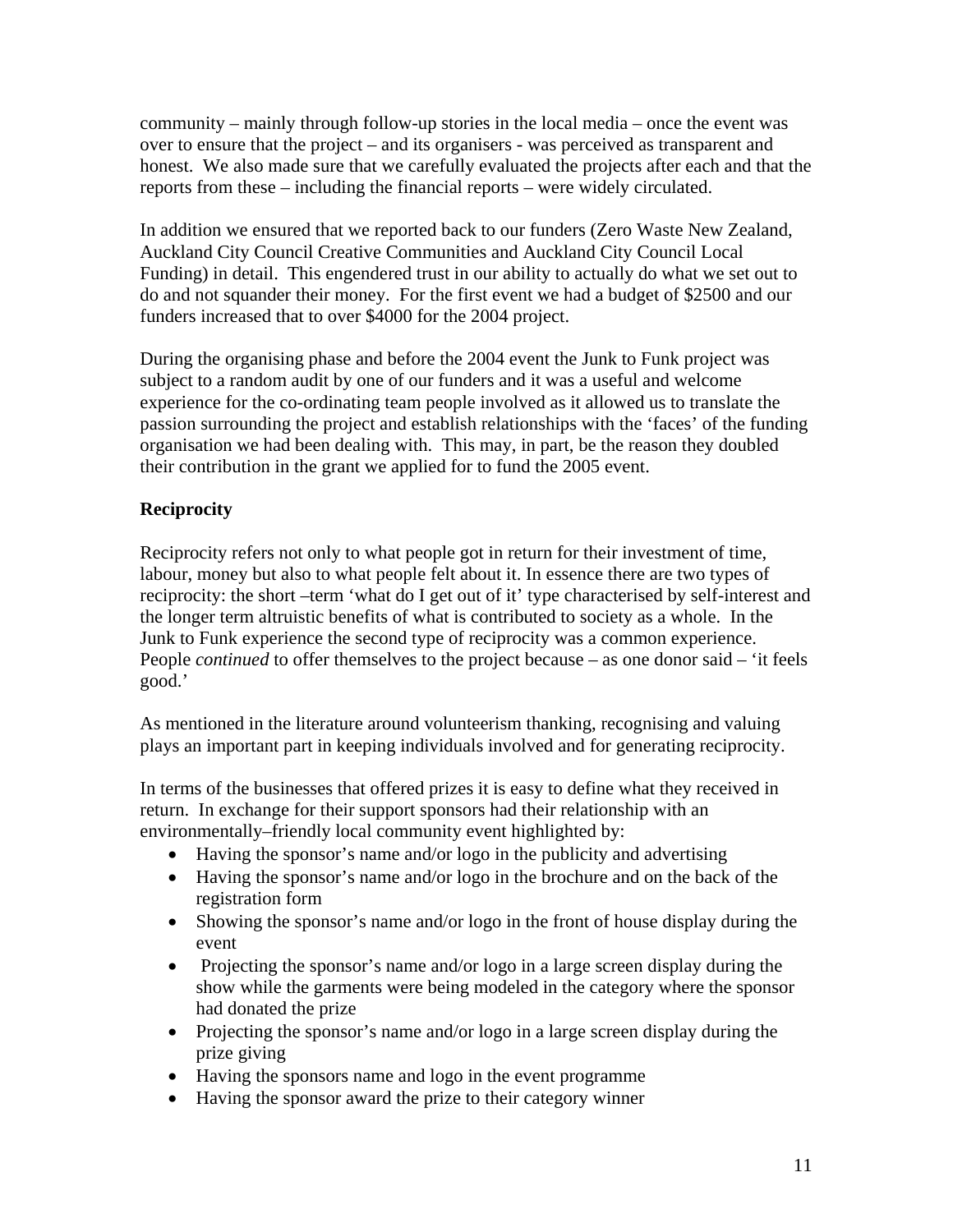community – mainly through follow-up stories in the local media – once the event was over to ensure that the project – and its organisers - was perceived as transparent and honest. We also made sure that we carefully evaluated the projects after each and that the reports from these – including the financial reports – were widely circulated.

In addition we ensured that we reported back to our funders (Zero Waste New Zealand, Auckland City Council Creative Communities and Auckland City Council Local Funding) in detail. This engendered trust in our ability to actually do what we set out to do and not squander their money. For the first event we had a budget of $2500 and our funders increased that to over $4000 for the 2004 project.

During the organising phase and before the 2004 event the Junk to Funk project was subject to a random audit by one of our funders and it was a useful and welcome experience for the co-ordinating team people involved as it allowed us to translate the passion surrounding the project and establish relationships with the 'faces' of the funding organisation we had been dealing with. This may, in part, be the reason they doubled their contribution in the grant we applied for to fund the 2005 event.

**Reciprocity**

Reciprocity refers not only to what people got in return for their investment of time, labour, money but also to what people felt about it. In essence there are two types of reciprocity: the short –term 'what do I get out of it' type characterised by self-interest and the longer term altruistic benefits of what is contributed to society as a whole. In the Junk to Funk experience the second type of reciprocity was a common experience. People *continued* to offer themselves to the project because – as one donor said – 'it feels good.'

As mentioned in the literature around volunteerism thanking, recognising and valuing plays an important part in keeping individuals involved and for generating reciprocity.

In terms of the businesses that offered prizes it is easy to define what they received in return. In exchange for their support sponsors had their relationship with an environmentally–friendly local community event highlighted by:

- Having the sponsor's name and/or logo in the publicity and advertising
- Having the sponsor's name and/or logo in the brochure and on the back of the registration form
- Showing the sponsor's name and/or logo in the front of house display during the event
- Projecting the sponsor's name and/or logo in a large screen display during the show while the garments were being modeled in the category where the sponsor had donated the prize
- Projecting the sponsor's name and/or logo in a large screen display during the prize giving
- Having the sponsors name and logo in the event programme
- Having the sponsor award the prize to their category winner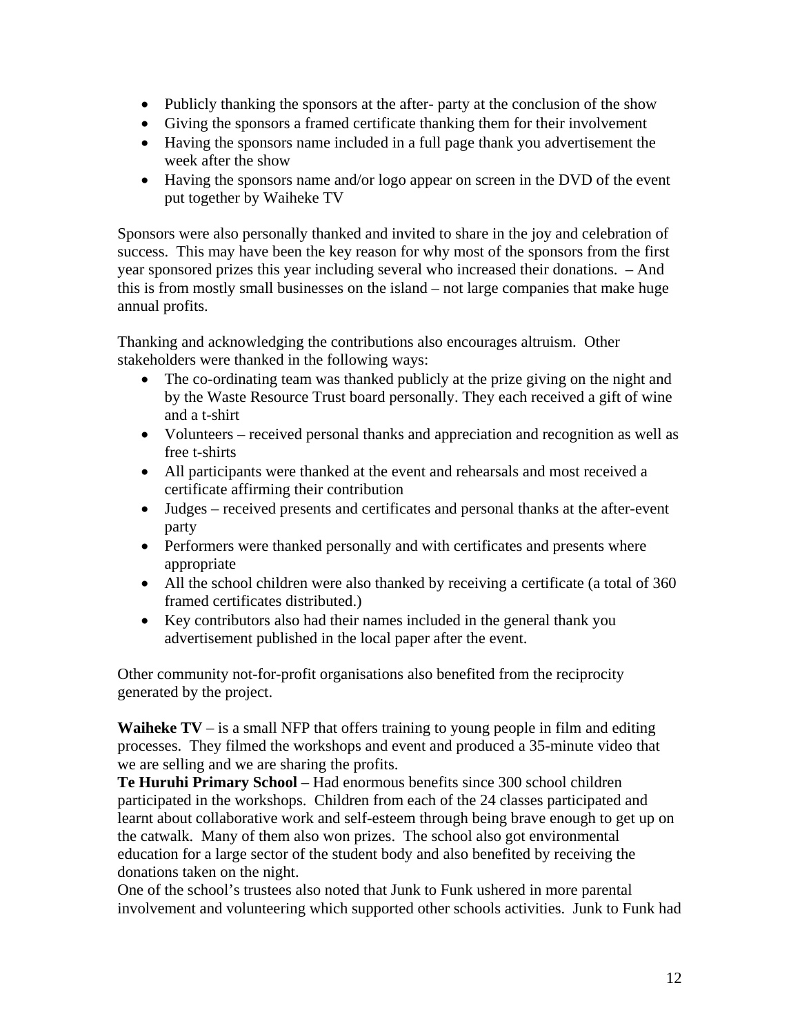- Publicly thanking the sponsors at the after- party at the conclusion of the show
- Giving the sponsors a framed certificate thanking them for their involvement
- Having the sponsors name included in a full page thank you advertisement the week after the show
- Having the sponsors name and/or logo appear on screen in the DVD of the event put together by Waiheke TV

Sponsors were also personally thanked and invited to share in the joy and celebration of success. This may have been the key reason for why most of the sponsors from the first year sponsored prizes this year including several who increased their donations. – And this is from mostly small businesses on the island – not large companies that make huge annual profits.

Thanking and acknowledging the contributions also encourages altruism. Other stakeholders were thanked in the following ways:

- The co-ordinating team was thanked publicly at the prize giving on the night and by the Waste Resource Trust board personally. They each received a gift of wine and a t-shirt
- Volunteers – received personal thanks and appreciation and recognition as well as free t-shirts
- All participants were thanked at the event and rehearsals and most received a certificate affirming their contribution
- Judges – received presents and certificates and personal thanks at the after-event party
- Performers were thanked personally and with certificates and presents where appropriate
- All the school children were also thanked by receiving a certificate (a total of 360 framed certificates distributed.)
- Key contributors also had their names included in the general thank you advertisement published in the local paper after the event.

Other community not-for-profit organisations also benefited from the reciprocity generated by the project.

**Waiheke TV** – is a small NFP that offers training to young people in film and editing processes. They filmed the workshops and event and produced a 35-minute video that we are selling and we are sharing the profits.
**Te Huruhi Primary School** – Had enormous benefits since 300 school children participated in the workshops. Children from each of the 24 classes participated and learnt about collaborative work and self-esteem through being brave enough to get up on the catwalk. Many of them also won prizes. The school also got environmental education for a large sector of the student body and also benefited by receiving the donations taken on the night.
One of the school's trustees also noted that Junk to Funk ushered in more parental involvement and volunteering which supported other schools activities. Junk to Funk had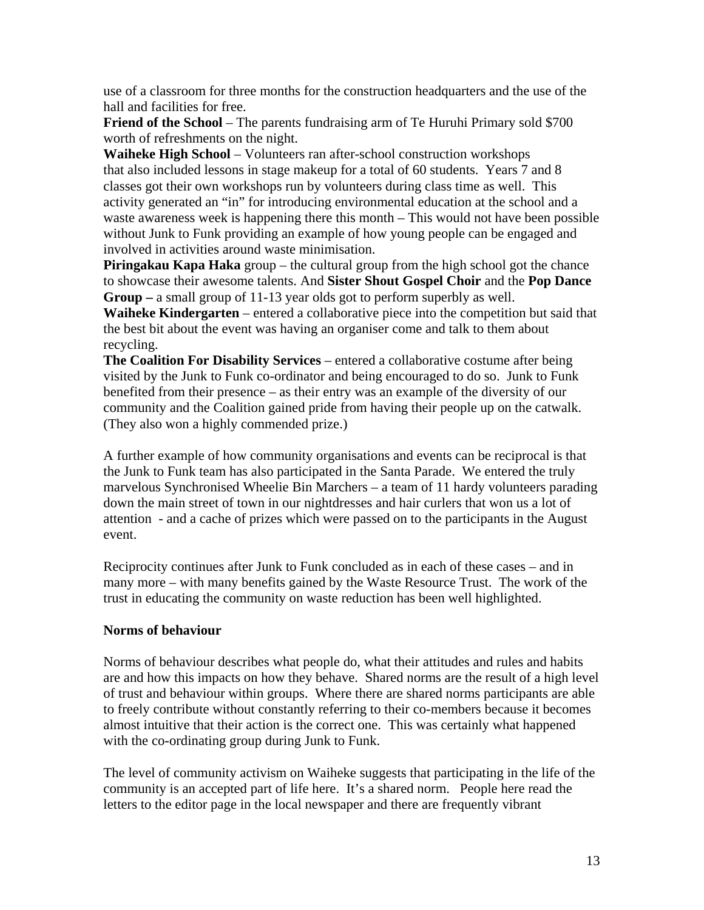use of a classroom for three months for the construction headquarters and the use of the hall and facilities for free.

**Friend of the School** – The parents fundraising arm of Te Huruhi Primary sold $700 worth of refreshments on the night.

**Waiheke High School** – Volunteers ran after-school construction workshops that also included lessons in stage makeup for a total of 60 students. Years 7 and 8 classes got their own workshops run by volunteers during class time as well. This activity generated an "in" for introducing environmental education at the school and a waste awareness week is happening there this month – This would not have been possible without Junk to Funk providing an example of how young people can be engaged and involved in activities around waste minimisation.

**Piringakau Kapa Haka** group – the cultural group from the high school got the chance to showcase their awesome talents. And **Sister Shout Gospel Choir** and the **Pop Dance Group –** a small group of 11-13 year olds got to perform superbly as well.

**Waiheke Kindergarten** – entered a collaborative piece into the competition but said that the best bit about the event was having an organiser come and talk to them about recycling.

**The Coalition For Disability Services** – entered a collaborative costume after being visited by the Junk to Funk co-ordinator and being encouraged to do so. Junk to Funk benefited from their presence – as their entry was an example of the diversity of our community and the Coalition gained pride from having their people up on the catwalk. (They also won a highly commended prize.)

A further example of how community organisations and events can be reciprocal is that the Junk to Funk team has also participated in the Santa Parade. We entered the truly marvelous Synchronised Wheelie Bin Marchers – a team of 11 hardy volunteers parading down the main street of town in our nightdresses and hair curlers that won us a lot of attention - and a cache of prizes which were passed on to the participants in the August event.

Reciprocity continues after Junk to Funk concluded as in each of these cases – and in many more – with many benefits gained by the Waste Resource Trust. The work of the trust in educating the community on waste reduction has been well highlighted.

**Norms of behaviour**

Norms of behaviour describes what people do, what their attitudes and rules and habits are and how this impacts on how they behave. Shared norms are the result of a high level of trust and behaviour within groups. Where there are shared norms participants are able to freely contribute without constantly referring to their co-members because it becomes almost intuitive that their action is the correct one. This was certainly what happened with the co-ordinating group during Junk to Funk.

The level of community activism on Waiheke suggests that participating in the life of the community is an accepted part of life here. It's a shared norm. People here read the letters to the editor page in the local newspaper and there are frequently vibrant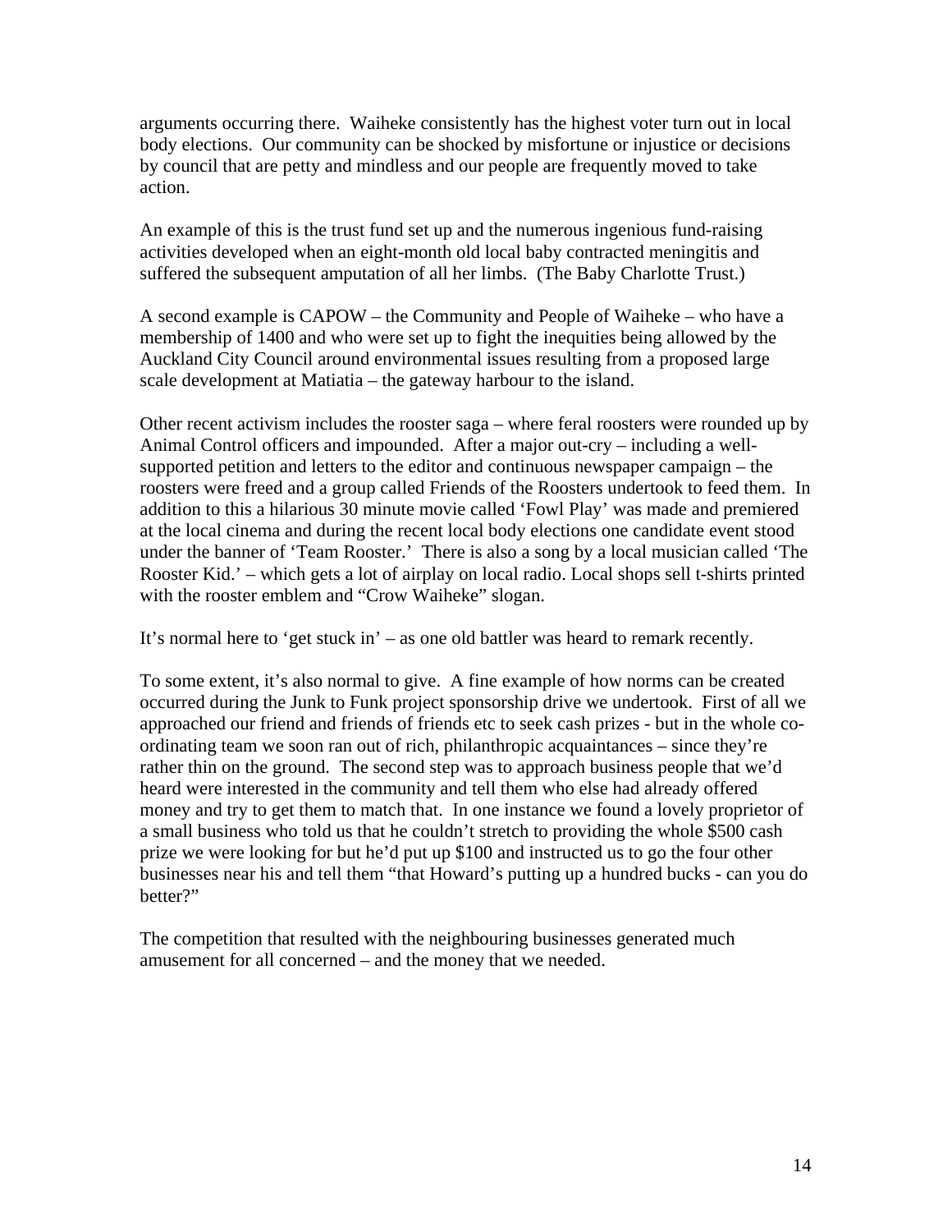arguments occurring there. Waiheke consistently has the highest voter turn out in local body elections. Our community can be shocked by misfortune or injustice or decisions by council that are petty and mindless and our people are frequently moved to take action.

An example of this is the trust fund set up and the numerous ingenious fund-raising activities developed when an eight-month old local baby contracted meningitis and suffered the subsequent amputation of all her limbs. (The Baby Charlotte Trust.)

A second example is CAPOW – the Community and People of Waiheke – who have a membership of 1400 and who were set up to fight the inequities being allowed by the Auckland City Council around environmental issues resulting from a proposed large scale development at Matiatia – the gateway harbour to the island.

Other recent activism includes the rooster saga – where feral roosters were rounded up by Animal Control officers and impounded. After a major out-cry – including a well-supported petition and letters to the editor and continuous newspaper campaign – the roosters were freed and a group called Friends of the Roosters undertook to feed them. In addition to this a hilarious 30 minute movie called 'Fowl Play' was made and premiered at the local cinema and during the recent local body elections one candidate event stood under the banner of 'Team Rooster.' There is also a song by a local musician called 'The Rooster Kid.' – which gets a lot of airplay on local radio. Local shops sell t-shirts printed with the rooster emblem and "Crow Waiheke" slogan.

It's normal here to 'get stuck in' – as one old battler was heard to remark recently.

To some extent, it's also normal to give. A fine example of how norms can be created occurred during the Junk to Funk project sponsorship drive we undertook. First of all we approached our friend and friends of friends etc to seek cash prizes - but in the whole co-ordinating team we soon ran out of rich, philanthropic acquaintances – since they're rather thin on the ground. The second step was to approach business people that we'd heard were interested in the community and tell them who else had already offered money and try to get them to match that. In one instance we found a lovely proprietor of a small business who told us that he couldn't stretch to providing the whole $500 cash prize we were looking for but he'd put up $100 and instructed us to go the four other businesses near his and tell them "that Howard's putting up a hundred bucks - can you do better?"

The competition that resulted with the neighbouring businesses generated much amusement for all concerned – and the money that we needed.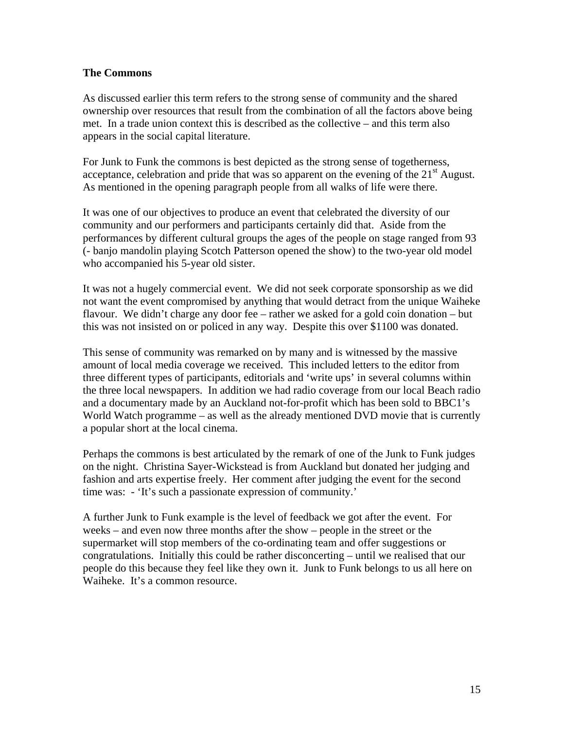**The Commons**

As discussed earlier this term refers to the strong sense of community and the shared ownership over resources that result from the combination of all the factors above being met. In a trade union context this is described as the collective – and this term also appears in the social capital literature.

For Junk to Funk the commons is best depicted as the strong sense of togetherness, acceptance, celebration and pride that was so apparent on the evening of the 21st August. As mentioned in the opening paragraph people from all walks of life were there.

It was one of our objectives to produce an event that celebrated the diversity of our community and our performers and participants certainly did that. Aside from the performances by different cultural groups the ages of the people on stage ranged from 93 (- banjo mandolin playing Scotch Patterson opened the show) to the two-year old model who accompanied his 5-year old sister.

It was not a hugely commercial event. We did not seek corporate sponsorship as we did not want the event compromised by anything that would detract from the unique Waiheke flavour. We didn't charge any door fee – rather we asked for a gold coin donation – but this was not insisted on or policed in any way. Despite this over $1100 was donated.

This sense of community was remarked on by many and is witnessed by the massive amount of local media coverage we received. This included letters to the editor from three different types of participants, editorials and 'write ups' in several columns within the three local newspapers. In addition we had radio coverage from our local Beach radio and a documentary made by an Auckland not-for-profit which has been sold to BBC1's World Watch programme – as well as the already mentioned DVD movie that is currently a popular short at the local cinema.

Perhaps the commons is best articulated by the remark of one of the Junk to Funk judges on the night. Christina Sayer-Wickstead is from Auckland but donated her judging and fashion and arts expertise freely. Her comment after judging the event for the second time was: - 'It's such a passionate expression of community.'

A further Junk to Funk example is the level of feedback we got after the event. For weeks – and even now three months after the show – people in the street or the supermarket will stop members of the co-ordinating team and offer suggestions or congratulations. Initially this could be rather disconcerting – until we realised that our people do this because they feel like they own it. Junk to Funk belongs to us all here on Waiheke. It's a common resource.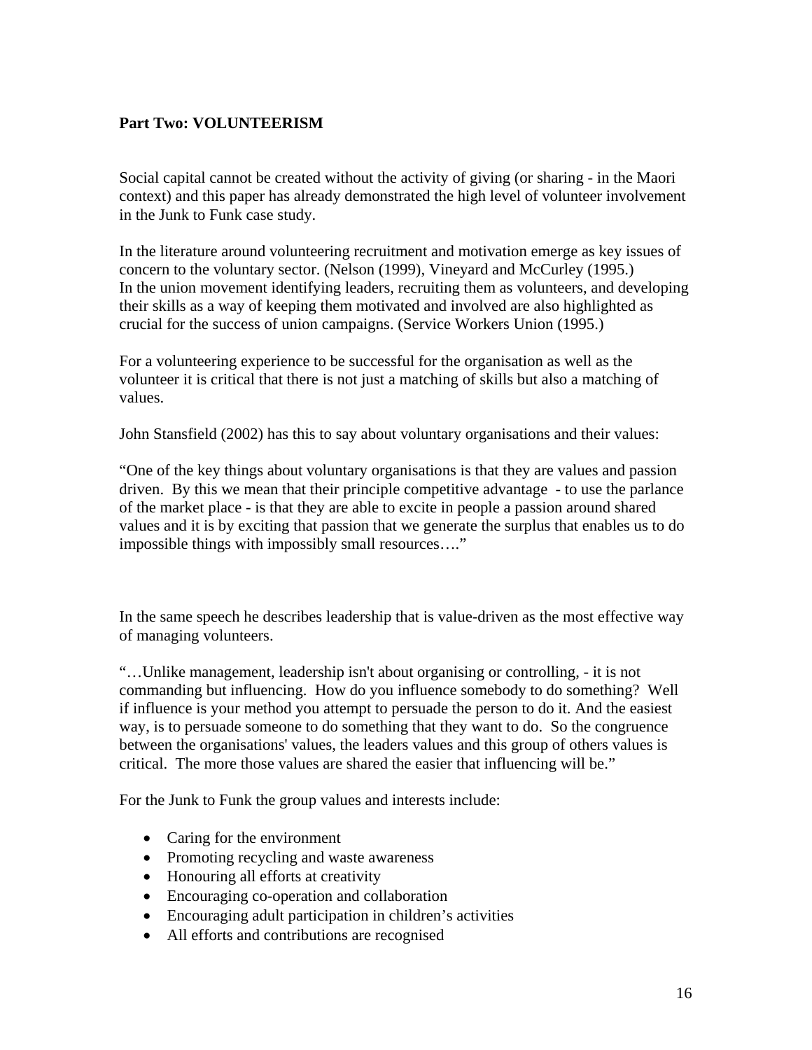**Part Two: VOLUNTEERISM**

Social capital cannot be created without the activity of giving (or sharing - in the Maori context) and this paper has already demonstrated the high level of volunteer involvement in the Junk to Funk case study.

In the literature around volunteering recruitment and motivation emerge as key issues of concern to the voluntary sector. (Nelson (1999), Vineyard and McCurley (1995.)
In the union movement identifying leaders, recruiting them as volunteers, and developing their skills as a way of keeping them motivated and involved are also highlighted as crucial for the success of union campaigns. (Service Workers Union (1995.)

For a volunteering experience to be successful for the organisation as well as the volunteer it is critical that there is not just a matching of skills but also a matching of values.

John Stansfield (2002) has this to say about voluntary organisations and their values:

"One of the key things about voluntary organisations is that they are values and passion driven. By this we mean that their principle competitive advantage - to use the parlance of the market place - is that they are able to excite in people a passion around shared values and it is by exciting that passion that we generate the surplus that enables us to do impossible things with impossibly small resources…."

In the same speech he describes leadership that is value-driven as the most effective way of managing volunteers.

"…Unlike management, leadership isn't about organising or controlling, - it is not commanding but influencing. How do you influence somebody to do something? Well if influence is your method you attempt to persuade the person to do it. And the easiest way, is to persuade someone to do something that they want to do. So the congruence between the organisations' values, the leaders values and this group of others values is critical. The more those values are shared the easier that influencing will be."

For the Junk to Funk the group values and interests include:

- Caring for the environment
- Promoting recycling and waste awareness
- Honouring all efforts at creativity
- Encouraging co-operation and collaboration
- Encouraging adult participation in children's activities
- All efforts and contributions are recognised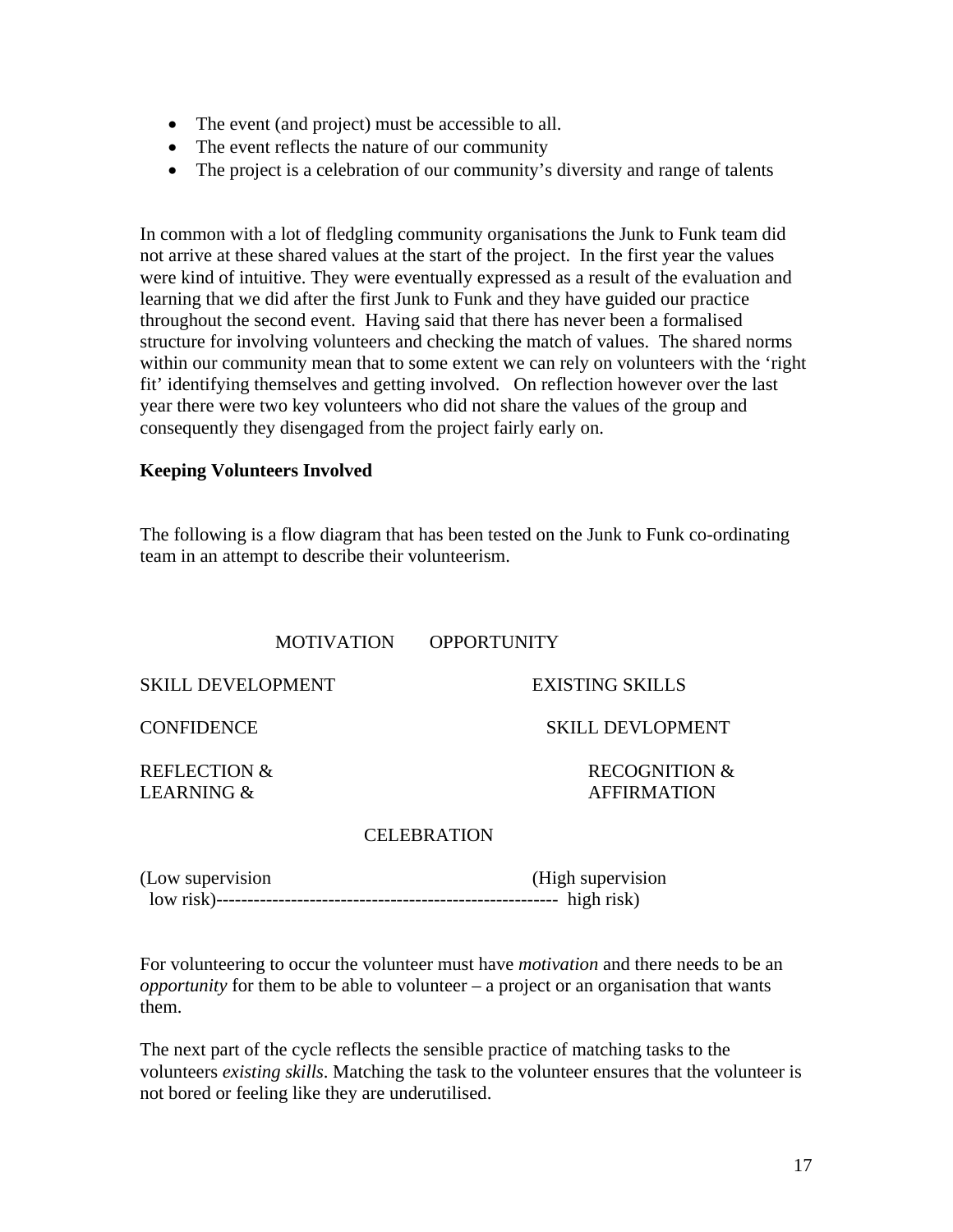- The event (and project) must be accessible to all.
- The event reflects the nature of our community
- The project is a celebration of our community's diversity and range of talents

In common with a lot of fledgling community organisations the Junk to Funk team did not arrive at these shared values at the start of the project. In the first year the values were kind of intuitive. They were eventually expressed as a result of the evaluation and learning that we did after the first Junk to Funk and they have guided our practice throughout the second event. Having said that there has never been a formalised structure for involving volunteers and checking the match of values. The shared norms within our community mean that to some extent we can rely on volunteers with the 'right fit' identifying themselves and getting involved. On reflection however over the last year there were two key volunteers who did not share the values of the group and consequently they disengaged from the project fairly early on.

**Keeping Volunteers Involved**

The following is a flow diagram that has been tested on the Junk to Funk co-ordinating team in an attempt to describe their volunteerism.

```
                MOTIVATION      OPPORTUNITY

SKILL DEVELOPMENT                         EXISTING SKILLS

CONFIDENCE                                  SKILL DEVLOPMENT

REFLECTION &                                   RECOGNITION &
LEARNING &                                     AFFIRMATION

                         CELEBRATION

(Low supervision                           (High supervision
 low risk)-----------------------------------------------------  high risk)
```

For volunteering to occur the volunteer must have *motivation* and there needs to be an *opportunity* for them to be able to volunteer – a project or an organisation that wants them.

The next part of the cycle reflects the sensible practice of matching tasks to the volunteers *existing skills*. Matching the task to the volunteer ensures that the volunteer is not bored or feeling like they are underutilised.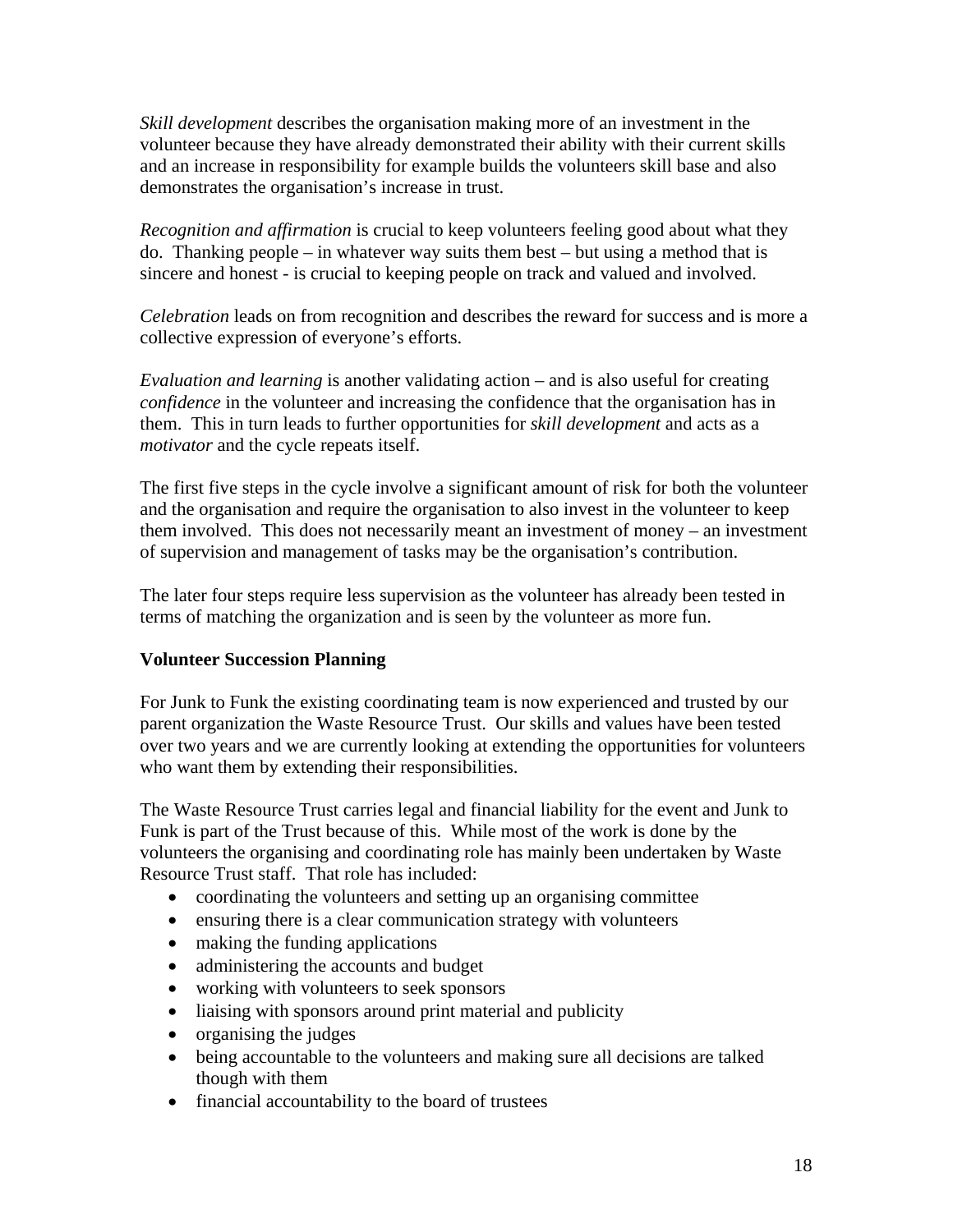*Skill development* describes the organisation making more of an investment in the volunteer because they have already demonstrated their ability with their current skills and an increase in responsibility for example builds the volunteers skill base and also demonstrates the organisation's increase in trust.

*Recognition and affirmation* is crucial to keep volunteers feeling good about what they do. Thanking people – in whatever way suits them best – but using a method that is sincere and honest - is crucial to keeping people on track and valued and involved.

*Celebration* leads on from recognition and describes the reward for success and is more a collective expression of everyone's efforts.

*Evaluation and learning* is another validating action – and is also useful for creating *confidence* in the volunteer and increasing the confidence that the organisation has in them. This in turn leads to further opportunities for *skill development* and acts as a *motivator* and the cycle repeats itself.

The first five steps in the cycle involve a significant amount of risk for both the volunteer and the organisation and require the organisation to also invest in the volunteer to keep them involved. This does not necessarily meant an investment of money – an investment of supervision and management of tasks may be the organisation's contribution.

The later four steps require less supervision as the volunteer has already been tested in terms of matching the organization and is seen by the volunteer as more fun.

**Volunteer Succession Planning**

For Junk to Funk the existing coordinating team is now experienced and trusted by our parent organization the Waste Resource Trust. Our skills and values have been tested over two years and we are currently looking at extending the opportunities for volunteers who want them by extending their responsibilities.

The Waste Resource Trust carries legal and financial liability for the event and Junk to Funk is part of the Trust because of this. While most of the work is done by the volunteers the organising and coordinating role has mainly been undertaken by Waste Resource Trust staff. That role has included:

- coordinating the volunteers and setting up an organising committee
- ensuring there is a clear communication strategy with volunteers
- making the funding applications
- administering the accounts and budget
- working with volunteers to seek sponsors
- liaising with sponsors around print material and publicity
- organising the judges
- being accountable to the volunteers and making sure all decisions are talked though with them
- financial accountability to the board of trustees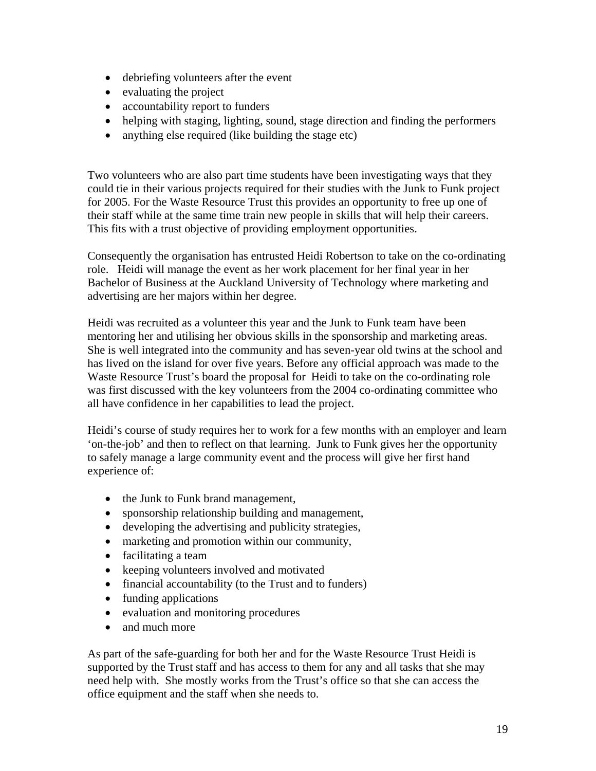- debriefing volunteers after the event
- evaluating the project
- accountability report to funders
- helping with staging, lighting, sound, stage direction and finding the performers
- anything else required (like building the stage etc)

Two volunteers who are also part time students have been investigating ways that they could tie in their various projects required for their studies with the Junk to Funk project for 2005. For the Waste Resource Trust this provides an opportunity to free up one of their staff while at the same time train new people in skills that will help their careers. This fits with a trust objective of providing employment opportunities.

Consequently the organisation has entrusted Heidi Robertson to take on the co-ordinating role. Heidi will manage the event as her work placement for her final year in her Bachelor of Business at the Auckland University of Technology where marketing and advertising are her majors within her degree.

Heidi was recruited as a volunteer this year and the Junk to Funk team have been mentoring her and utilising her obvious skills in the sponsorship and marketing areas. She is well integrated into the community and has seven-year old twins at the school and has lived on the island for over five years. Before any official approach was made to the Waste Resource Trust's board the proposal for Heidi to take on the co-ordinating role was first discussed with the key volunteers from the 2004 co-ordinating committee who all have confidence in her capabilities to lead the project.

Heidi's course of study requires her to work for a few months with an employer and learn 'on-the-job' and then to reflect on that learning. Junk to Funk gives her the opportunity to safely manage a large community event and the process will give her first hand experience of:

- the Junk to Funk brand management,
- sponsorship relationship building and management,
- developing the advertising and publicity strategies,
- marketing and promotion within our community,
- facilitating a team
- keeping volunteers involved and motivated
- financial accountability (to the Trust and to funders)
- funding applications
- evaluation and monitoring procedures
- and much more

As part of the safe-guarding for both her and for the Waste Resource Trust Heidi is supported by the Trust staff and has access to them for any and all tasks that she may need help with. She mostly works from the Trust's office so that she can access the office equipment and the staff when she needs to.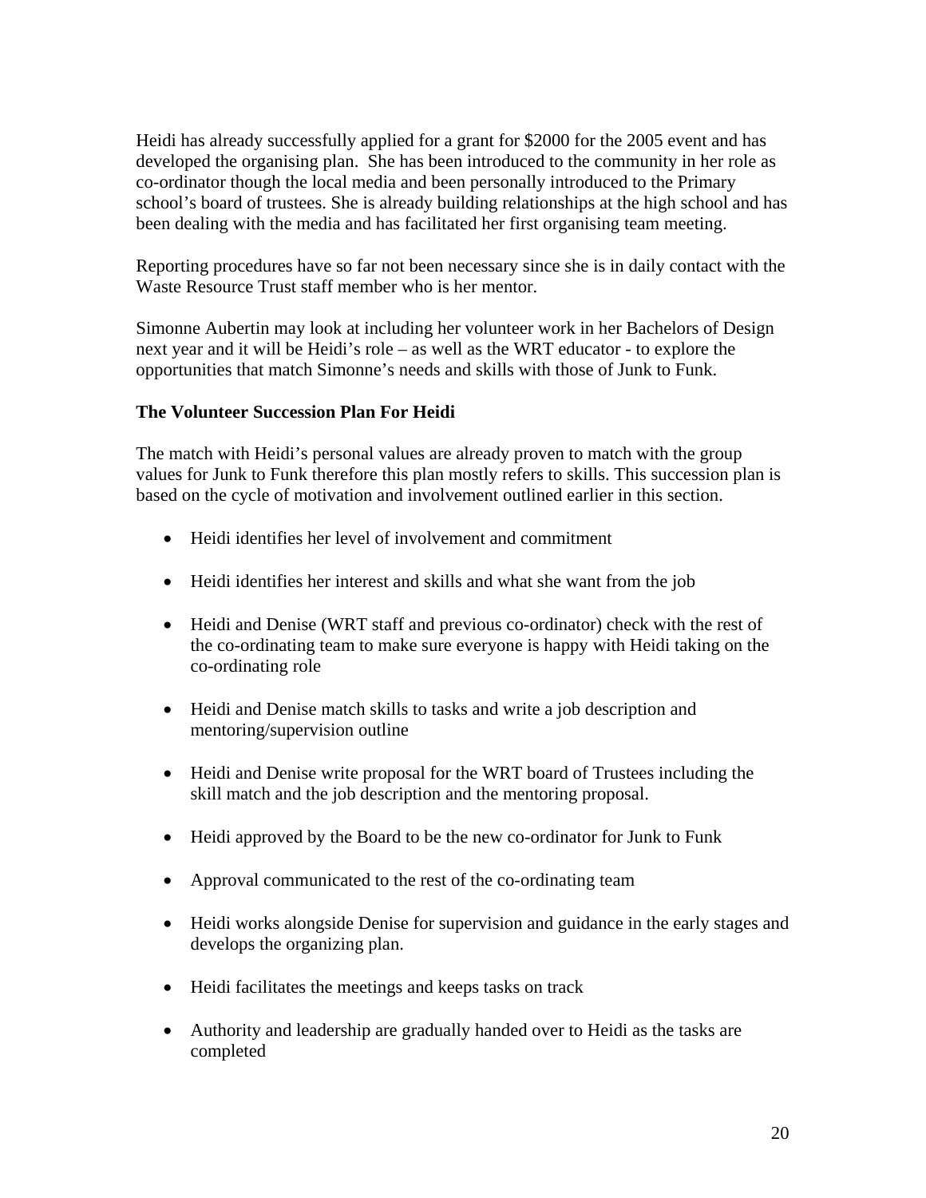Heidi has already successfully applied for a grant for $2000 for the 2005 event and has developed the organising plan. She has been introduced to the community in her role as co-ordinator though the local media and been personally introduced to the Primary school's board of trustees. She is already building relationships at the high school and has been dealing with the media and has facilitated her first organising team meeting.

Reporting procedures have so far not been necessary since she is in daily contact with the Waste Resource Trust staff member who is her mentor.

Simonne Aubertin may look at including her volunteer work in her Bachelors of Design next year and it will be Heidi's role – as well as the WRT educator - to explore the opportunities that match Simonne's needs and skills with those of Junk to Funk.

**The Volunteer Succession Plan For Heidi**

The match with Heidi's personal values are already proven to match with the group values for Junk to Funk therefore this plan mostly refers to skills. This succession plan is based on the cycle of motivation and involvement outlined earlier in this section.

- Heidi identifies her level of involvement and commitment
- Heidi identifies her interest and skills and what she want from the job
- Heidi and Denise (WRT staff and previous co-ordinator) check with the rest of the co-ordinating team to make sure everyone is happy with Heidi taking on the co-ordinating role
- Heidi and Denise match skills to tasks and write a job description and mentoring/supervision outline
- Heidi and Denise write proposal for the WRT board of Trustees including the skill match and the job description and the mentoring proposal.
- Heidi approved by the Board to be the new co-ordinator for Junk to Funk
- Approval communicated to the rest of the co-ordinating team
- Heidi works alongside Denise for supervision and guidance in the early stages and develops the organizing plan.
- Heidi facilitates the meetings and keeps tasks on track
- Authority and leadership are gradually handed over to Heidi as the tasks are completed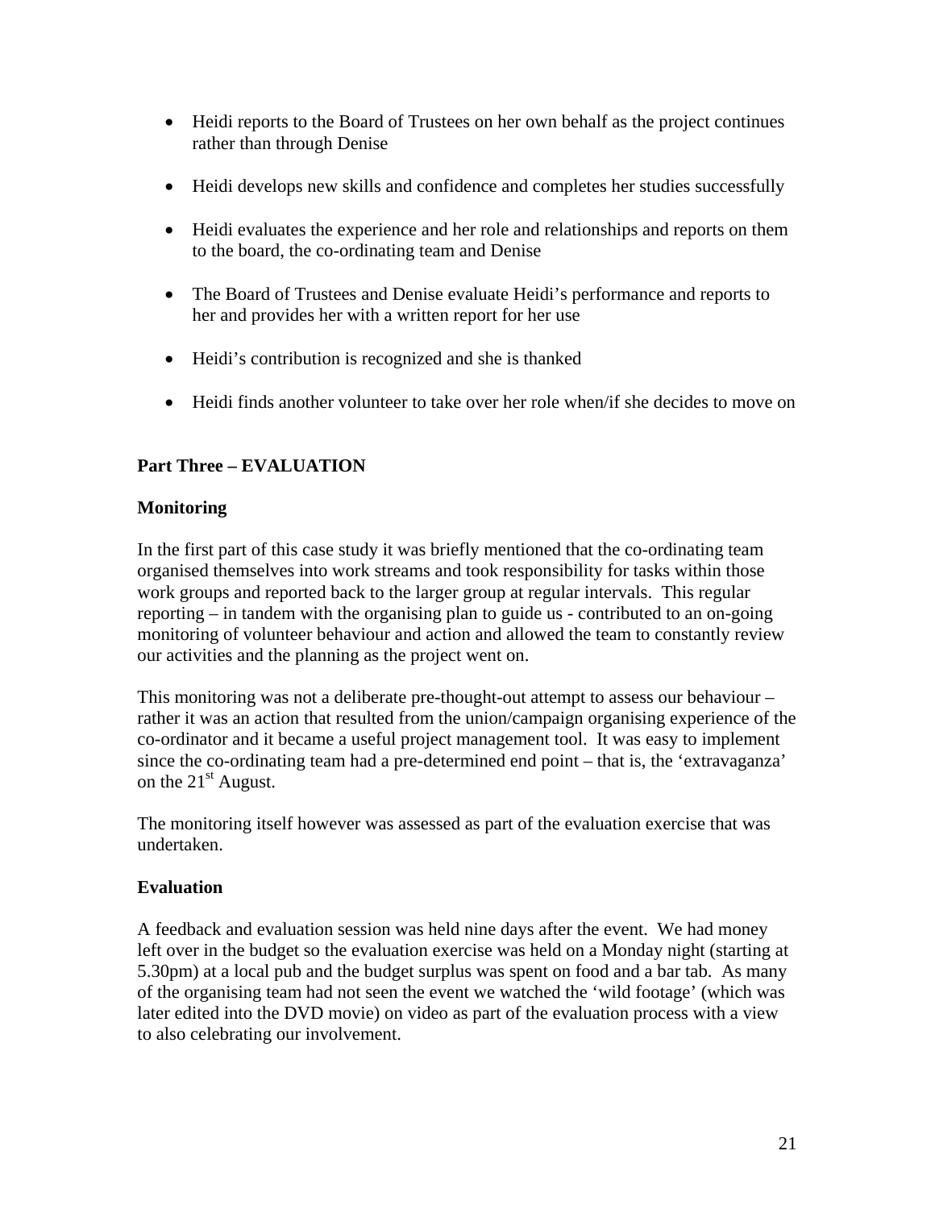- Heidi reports to the Board of Trustees on her own behalf as the project continues rather than through Denise

- Heidi develops new skills and confidence and completes her studies successfully

- Heidi evaluates the experience and her role and relationships and reports on them to the board, the co-ordinating team and Denise

- The Board of Trustees and Denise evaluate Heidi's performance and reports to her and provides her with a written report for her use

- Heidi's contribution is recognized and she is thanked

- Heidi finds another volunteer to take over her role when/if she decides to move on

## Part Three – EVALUATION

### Monitoring

In the first part of this case study it was briefly mentioned that the co-ordinating team organised themselves into work streams and took responsibility for tasks within those work groups and reported back to the larger group at regular intervals. This regular reporting – in tandem with the organising plan to guide us - contributed to an on-going monitoring of volunteer behaviour and action and allowed the team to constantly review our activities and the planning as the project went on.

This monitoring was not a deliberate pre-thought-out attempt to assess our behaviour – rather it was an action that resulted from the union/campaign organising experience of the co-ordinator and it became a useful project management tool. It was easy to implement since the co-ordinating team had a pre-determined end point – that is, the 'extravaganza' on the 21st August.

The monitoring itself however was assessed as part of the evaluation exercise that was undertaken.

### Evaluation

A feedback and evaluation session was held nine days after the event. We had money left over in the budget so the evaluation exercise was held on a Monday night (starting at 5.30pm) at a local pub and the budget surplus was spent on food and a bar tab. As many of the organising team had not seen the event we watched the 'wild footage' (which was later edited into the DVD movie) on video as part of the evaluation process with a view to also celebrating our involvement.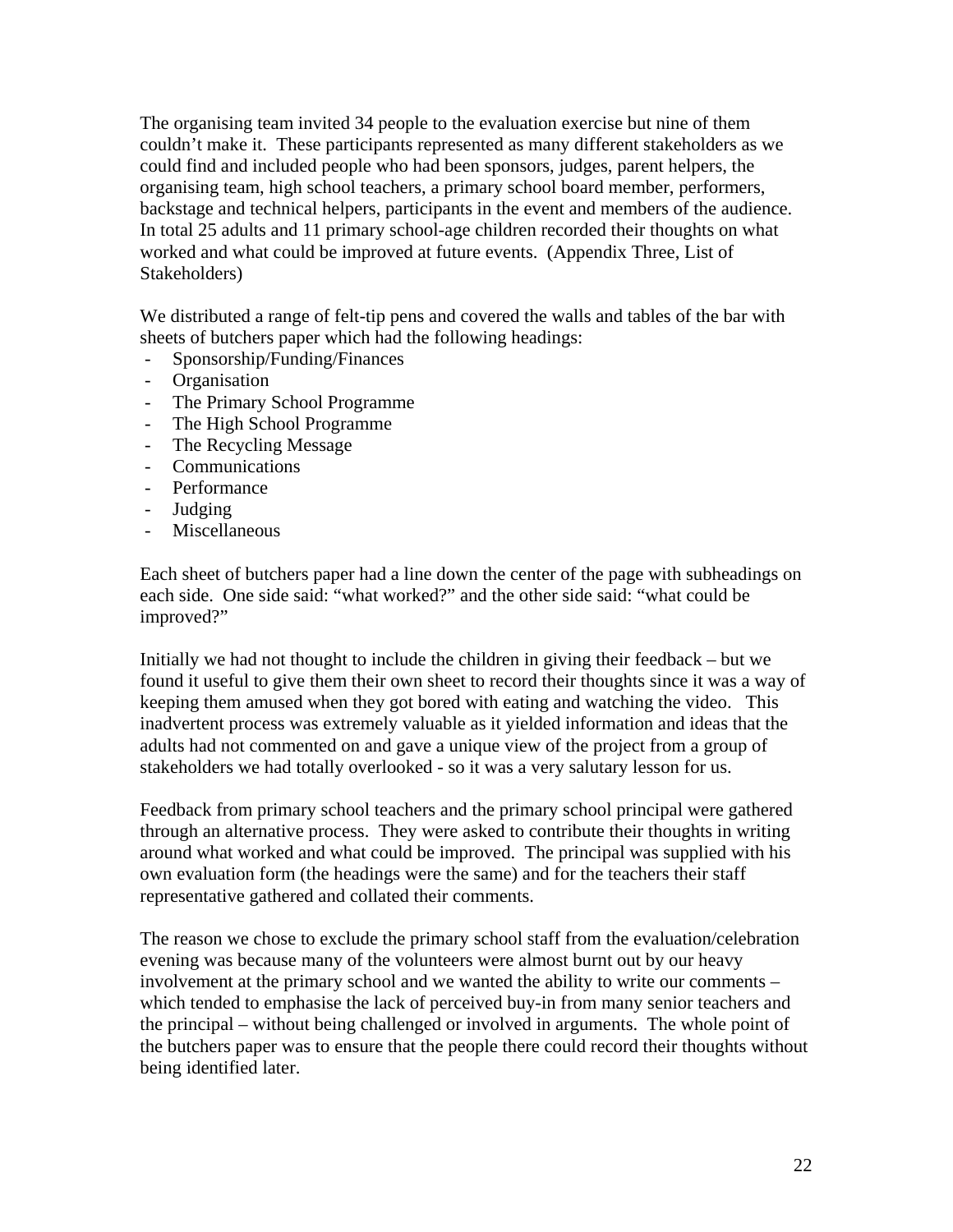The organising team invited 34 people to the evaluation exercise but nine of them couldn't make it. These participants represented as many different stakeholders as we could find and included people who had been sponsors, judges, parent helpers, the organising team, high school teachers, a primary school board member, performers, backstage and technical helpers, participants in the event and members of the audience. In total 25 adults and 11 primary school-age children recorded their thoughts on what worked and what could be improved at future events. (Appendix Three, List of Stakeholders)

We distributed a range of felt-tip pens and covered the walls and tables of the bar with sheets of butchers paper which had the following headings:

- Sponsorship/Funding/Finances
- Organisation
- The Primary School Programme
- The High School Programme
- The Recycling Message
- Communications
- Performance
- Judging
- Miscellaneous

Each sheet of butchers paper had a line down the center of the page with subheadings on each side. One side said: "what worked?" and the other side said: "what could be improved?"

Initially we had not thought to include the children in giving their feedback – but we found it useful to give them their own sheet to record their thoughts since it was a way of keeping them amused when they got bored with eating and watching the video. This inadvertent process was extremely valuable as it yielded information and ideas that the adults had not commented on and gave a unique view of the project from a group of stakeholders we had totally overlooked - so it was a very salutary lesson for us.

Feedback from primary school teachers and the primary school principal were gathered through an alternative process. They were asked to contribute their thoughts in writing around what worked and what could be improved. The principal was supplied with his own evaluation form (the headings were the same) and for the teachers their staff representative gathered and collated their comments.

The reason we chose to exclude the primary school staff from the evaluation/celebration evening was because many of the volunteers were almost burnt out by our heavy involvement at the primary school and we wanted the ability to write our comments – which tended to emphasise the lack of perceived buy-in from many senior teachers and the principal – without being challenged or involved in arguments. The whole point of the butchers paper was to ensure that the people there could record their thoughts without being identified later.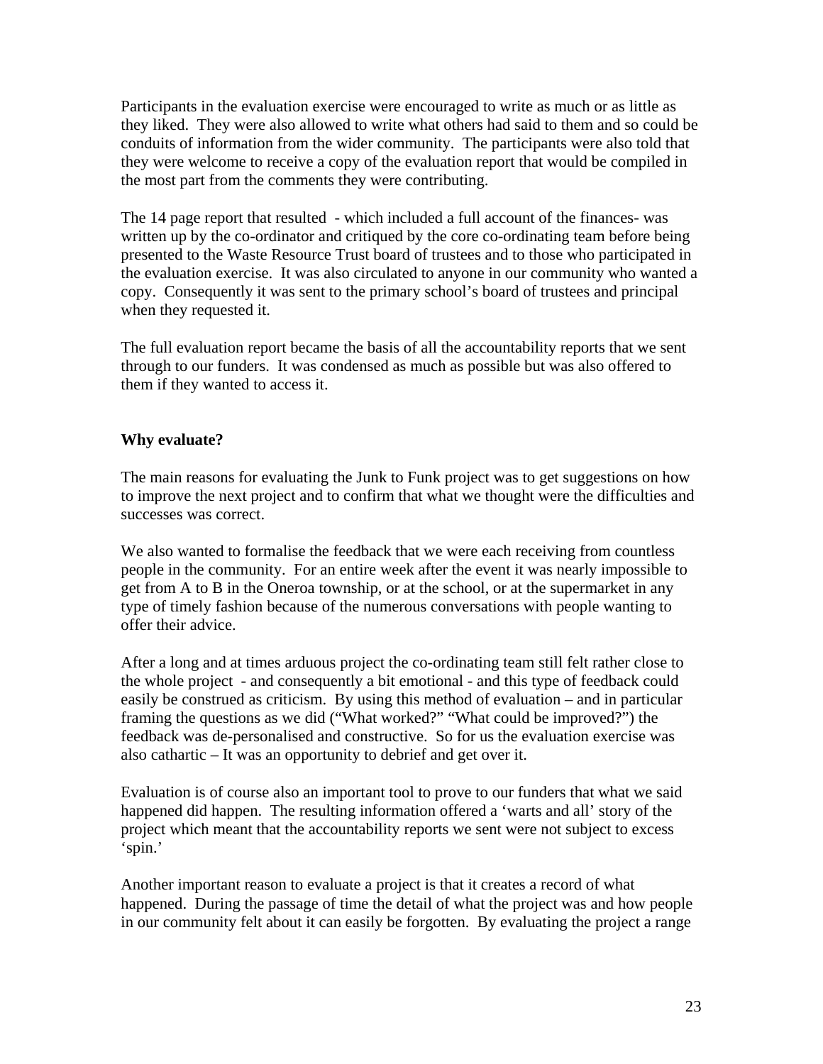Participants in the evaluation exercise were encouraged to write as much or as little as they liked. They were also allowed to write what others had said to them and so could be conduits of information from the wider community. The participants were also told that they were welcome to receive a copy of the evaluation report that would be compiled in the most part from the comments they were contributing.

The 14 page report that resulted - which included a full account of the finances- was written up by the co-ordinator and critiqued by the core co-ordinating team before being presented to the Waste Resource Trust board of trustees and to those who participated in the evaluation exercise. It was also circulated to anyone in our community who wanted a copy. Consequently it was sent to the primary school's board of trustees and principal when they requested it.

The full evaluation report became the basis of all the accountability reports that we sent through to our funders. It was condensed as much as possible but was also offered to them if they wanted to access it.

**Why evaluate?**

The main reasons for evaluating the Junk to Funk project was to get suggestions on how to improve the next project and to confirm that what we thought were the difficulties and successes was correct.

We also wanted to formalise the feedback that we were each receiving from countless people in the community. For an entire week after the event it was nearly impossible to get from A to B in the Oneroa township, or at the school, or at the supermarket in any type of timely fashion because of the numerous conversations with people wanting to offer their advice.

After a long and at times arduous project the co-ordinating team still felt rather close to the whole project - and consequently a bit emotional - and this type of feedback could easily be construed as criticism. By using this method of evaluation – and in particular framing the questions as we did ("What worked?" "What could be improved?") the feedback was de-personalised and constructive. So for us the evaluation exercise was also cathartic – It was an opportunity to debrief and get over it.

Evaluation is of course also an important tool to prove to our funders that what we said happened did happen. The resulting information offered a 'warts and all' story of the project which meant that the accountability reports we sent were not subject to excess 'spin.'

Another important reason to evaluate a project is that it creates a record of what happened. During the passage of time the detail of what the project was and how people in our community felt about it can easily be forgotten. By evaluating the project a range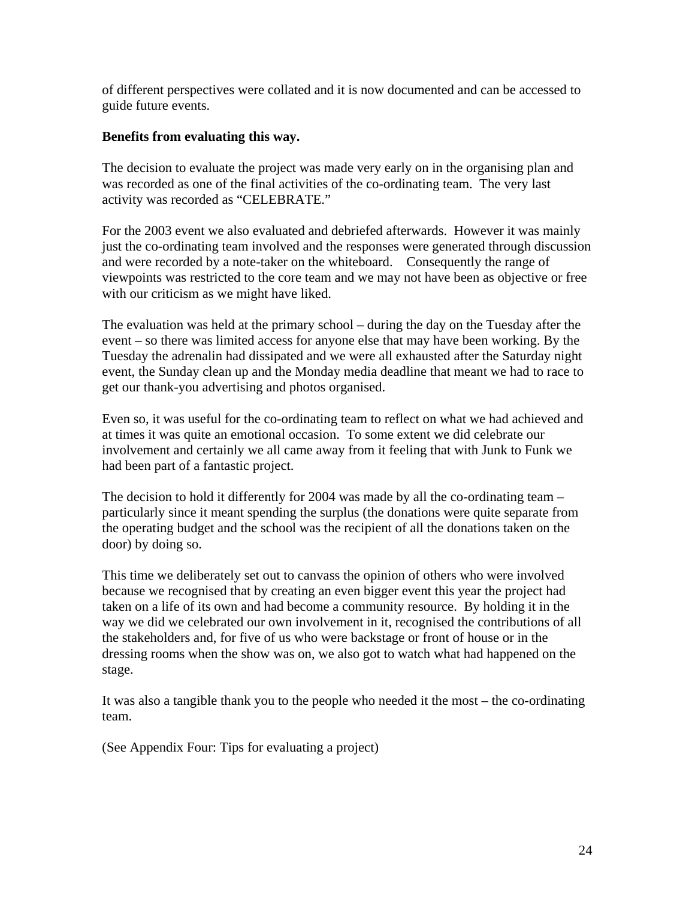of different perspectives were collated and it is now documented and can be accessed to guide future events.

**Benefits from evaluating this way.**

The decision to evaluate the project was made very early on in the organising plan and was recorded as one of the final activities of the co-ordinating team. The very last activity was recorded as "CELEBRATE."

For the 2003 event we also evaluated and debriefed afterwards. However it was mainly just the co-ordinating team involved and the responses were generated through discussion and were recorded by a note-taker on the whiteboard. Consequently the range of viewpoints was restricted to the core team and we may not have been as objective or free with our criticism as we might have liked.

The evaluation was held at the primary school – during the day on the Tuesday after the event – so there was limited access for anyone else that may have been working. By the Tuesday the adrenalin had dissipated and we were all exhausted after the Saturday night event, the Sunday clean up and the Monday media deadline that meant we had to race to get our thank-you advertising and photos organised.

Even so, it was useful for the co-ordinating team to reflect on what we had achieved and at times it was quite an emotional occasion. To some extent we did celebrate our involvement and certainly we all came away from it feeling that with Junk to Funk we had been part of a fantastic project.

The decision to hold it differently for 2004 was made by all the co-ordinating team – particularly since it meant spending the surplus (the donations were quite separate from the operating budget and the school was the recipient of all the donations taken on the door) by doing so.

This time we deliberately set out to canvass the opinion of others who were involved because we recognised that by creating an even bigger event this year the project had taken on a life of its own and had become a community resource. By holding it in the way we did we celebrated our own involvement in it, recognised the contributions of all the stakeholders and, for five of us who were backstage or front of house or in the dressing rooms when the show was on, we also got to watch what had happened on the stage.

It was also a tangible thank you to the people who needed it the most – the co-ordinating team.

(See Appendix Four: Tips for evaluating a project)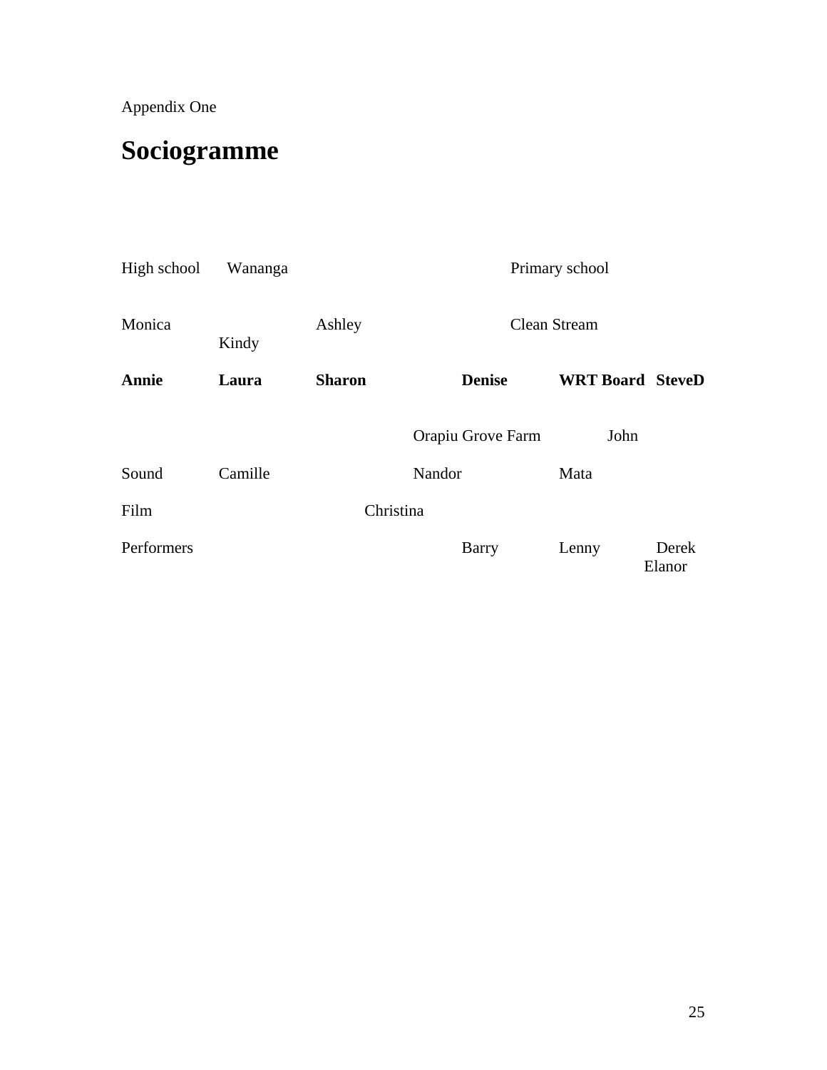Appendix One

# Sociogramme

High school Wananga Primary school

Monica Ashley Clean Stream
Kindy

**Annie** **Laura** **Sharon** **Denise** **WRT Board** **SteveD**

Orapiu Grove Farm John

Sound Camille Nandor Mata

Film Christina

Performers Barry Lenny Derek
Elanor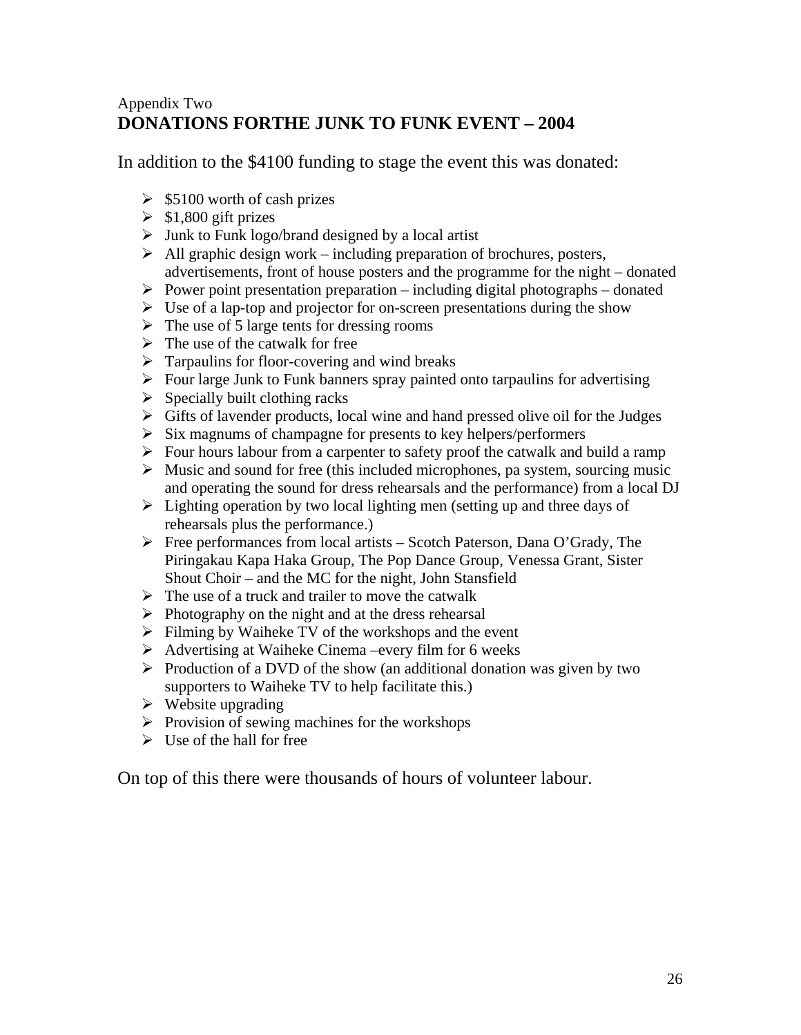Appendix Two

## DONATIONS FORTHE JUNK TO FUNK EVENT – 2004

In addition to the $4100 funding to stage the event this was donated:

- $5100 worth of cash prizes
- $1,800 gift prizes
- Junk to Funk logo/brand designed by a local artist
- All graphic design work – including preparation of brochures, posters, advertisements, front of house posters and the programme for the night – donated
- Power point presentation preparation – including digital photographs – donated
- Use of a lap-top and projector for on-screen presentations during the show
- The use of 5 large tents for dressing rooms
- The use of the catwalk for free
- Tarpaulins for floor-covering and wind breaks
- Four large Junk to Funk banners spray painted onto tarpaulins for advertising
- Specially built clothing racks
- Gifts of lavender products, local wine and hand pressed olive oil for the Judges
- Six magnums of champagne for presents to key helpers/performers
- Four hours labour from a carpenter to safety proof the catwalk and build a ramp
- Music and sound for free (this included microphones, pa system, sourcing music and operating the sound for dress rehearsals and the performance) from a local DJ
- Lighting operation by two local lighting men (setting up and three days of rehearsals plus the performance.)
- Free performances from local artists – Scotch Paterson, Dana O'Grady, The Piringakau Kapa Haka Group, The Pop Dance Group, Venessa Grant, Sister Shout Choir – and the MC for the night, John Stansfield
- The use of a truck and trailer to move the catwalk
- Photography on the night and at the dress rehearsal
- Filming by Waiheke TV of the workshops and the event
- Advertising at Waiheke Cinema –every film for 6 weeks
- Production of a DVD of the show (an additional donation was given by two supporters to Waiheke TV to help facilitate this.)
- Website upgrading
- Provision of sewing machines for the workshops
- Use of the hall for free

On top of this there were thousands of hours of volunteer labour.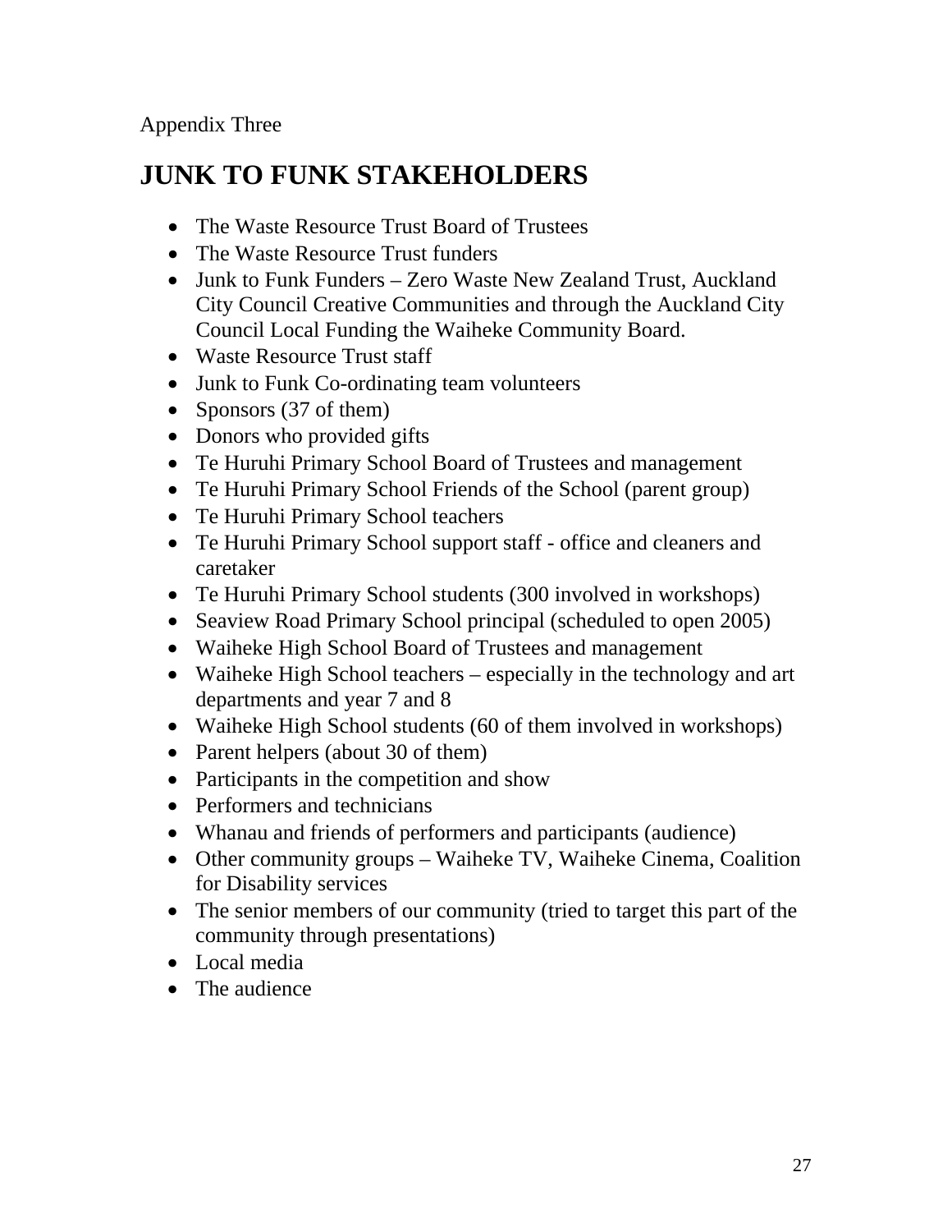Appendix Three

# JUNK TO FUNK STAKEHOLDERS

- The Waste Resource Trust Board of Trustees
- The Waste Resource Trust funders
- Junk to Funk Funders – Zero Waste New Zealand Trust, Auckland City Council Creative Communities and through the Auckland City Council Local Funding the Waiheke Community Board.
- Waste Resource Trust staff
- Junk to Funk Co-ordinating team volunteers
- Sponsors (37 of them)
- Donors who provided gifts
- Te Huruhi Primary School Board of Trustees and management
- Te Huruhi Primary School Friends of the School (parent group)
- Te Huruhi Primary School teachers
- Te Huruhi Primary School support staff - office and cleaners and caretaker
- Te Huruhi Primary School students (300 involved in workshops)
- Seaview Road Primary School principal (scheduled to open 2005)
- Waiheke High School Board of Trustees and management
- Waiheke High School teachers – especially in the technology and art departments and year 7 and 8
- Waiheke High School students (60 of them involved in workshops)
- Parent helpers (about 30 of them)
- Participants in the competition and show
- Performers and technicians
- Whanau and friends of performers and participants (audience)
- Other community groups – Waiheke TV, Waiheke Cinema, Coalition for Disability services
- The senior members of our community (tried to target this part of the community through presentations)
- Local media
- The audience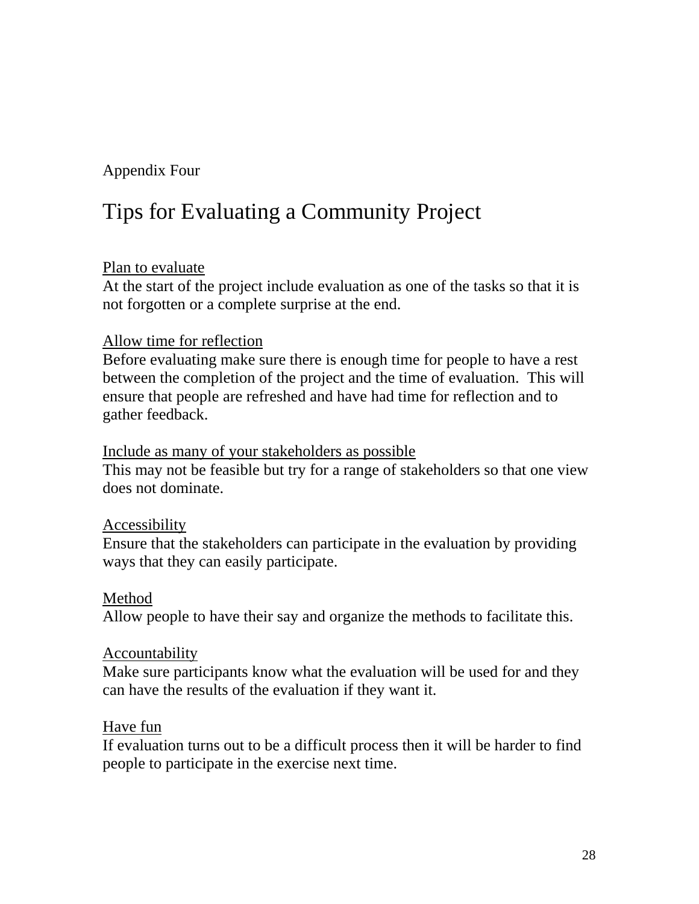Appendix Four

# Tips for Evaluating a Community Project

### Plan to evaluate

At the start of the project include evaluation as one of the tasks so that it is not forgotten or a complete surprise at the end.

### Allow time for reflection

Before evaluating make sure there is enough time for people to have a rest between the completion of the project and the time of evaluation. This will ensure that people are refreshed and have had time for reflection and to gather feedback.

### Include as many of your stakeholders as possible

This may not be feasible but try for a range of stakeholders so that one view does not dominate.

### Accessibility

Ensure that the stakeholders can participate in the evaluation by providing ways that they can easily participate.

### Method

Allow people to have their say and organize the methods to facilitate this.

### Accountability

Make sure participants know what the evaluation will be used for and they can have the results of the evaluation if they want it.

### Have fun

If evaluation turns out to be a difficult process then it will be harder to find people to participate in the exercise next time.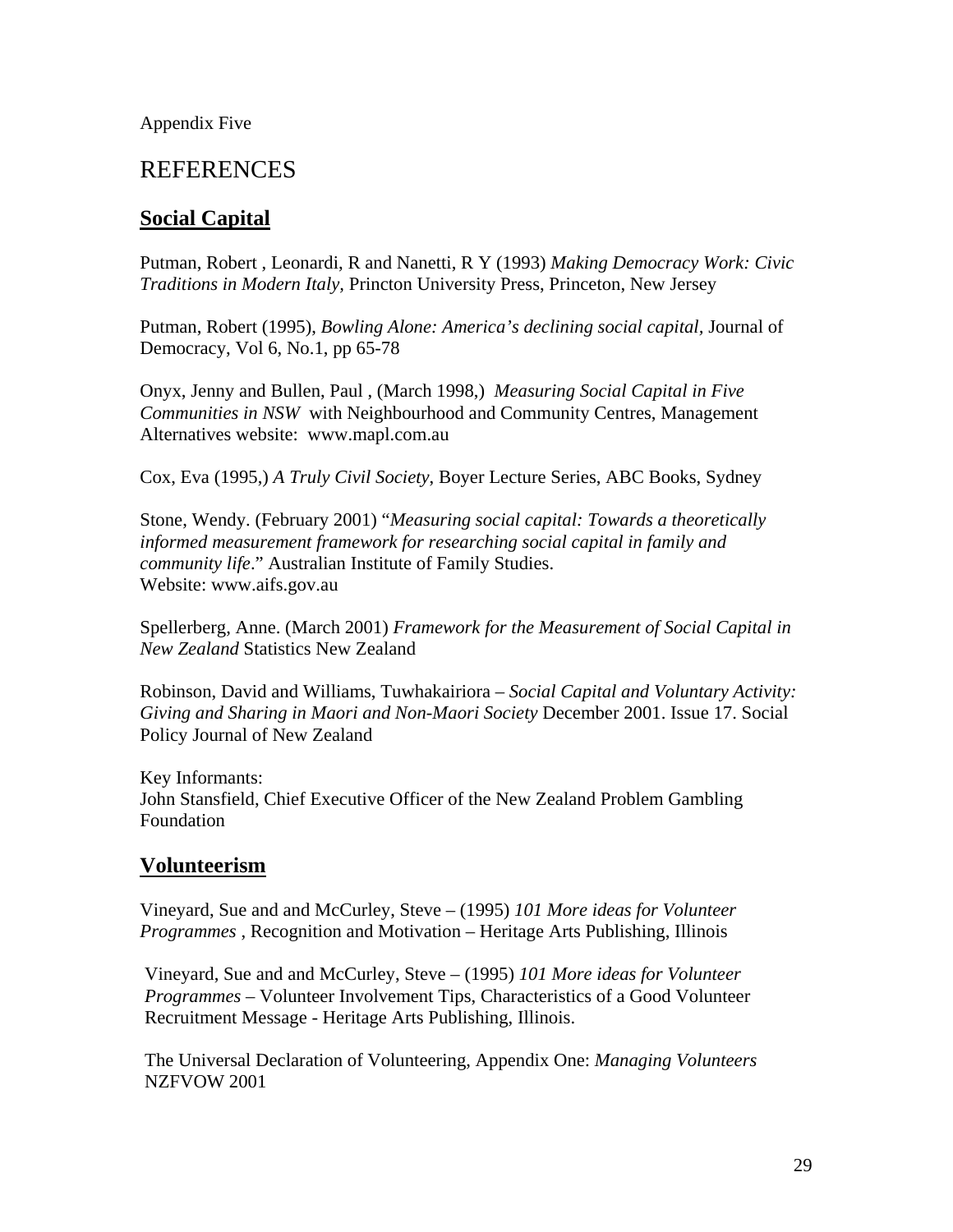Appendix Five

# REFERENCES

## Social Capital

Putman, Robert , Leonardi, R and Nanetti, R Y (1993) *Making Democracy Work: Civic Traditions in Modern Italy,* Princton University Press, Princeton, New Jersey

Putman, Robert (1995), *Bowling Alone: America's declining social capital,* Journal of Democracy, Vol 6, No.1, pp 65-78

Onyx, Jenny and Bullen, Paul , (March 1998,) *Measuring Social Capital in Five Communities in NSW* with Neighbourhood and Community Centres, Management Alternatives website: www.mapl.com.au

Cox, Eva (1995,) *A Truly Civil Society,* Boyer Lecture Series, ABC Books, Sydney

Stone, Wendy. (February 2001) "*Measuring social capital: Towards a theoretically informed measurement framework for researching social capital in family and community life*." Australian Institute of Family Studies.
Website: www.aifs.gov.au

Spellerberg, Anne. (March 2001) *Framework for the Measurement of Social Capital in New Zealand* Statistics New Zealand

Robinson, David and Williams, Tuwhakairiora – *Social Capital and Voluntary Activity: Giving and Sharing in Maori and Non-Maori Society* December 2001. Issue 17. Social Policy Journal of New Zealand

Key Informants:
John Stansfield, Chief Executive Officer of the New Zealand Problem Gambling Foundation

## Volunteerism

Vineyard, Sue and and McCurley, Steve – (1995) *101 More ideas for Volunteer Programmes* , Recognition and Motivation – Heritage Arts Publishing, Illinois

Vineyard, Sue and and McCurley, Steve – (1995) *101 More ideas for Volunteer Programmes* – Volunteer Involvement Tips, Characteristics of a Good Volunteer Recruitment Message - Heritage Arts Publishing, Illinois.

The Universal Declaration of Volunteering, Appendix One: *Managing Volunteers* NZFVOW 2001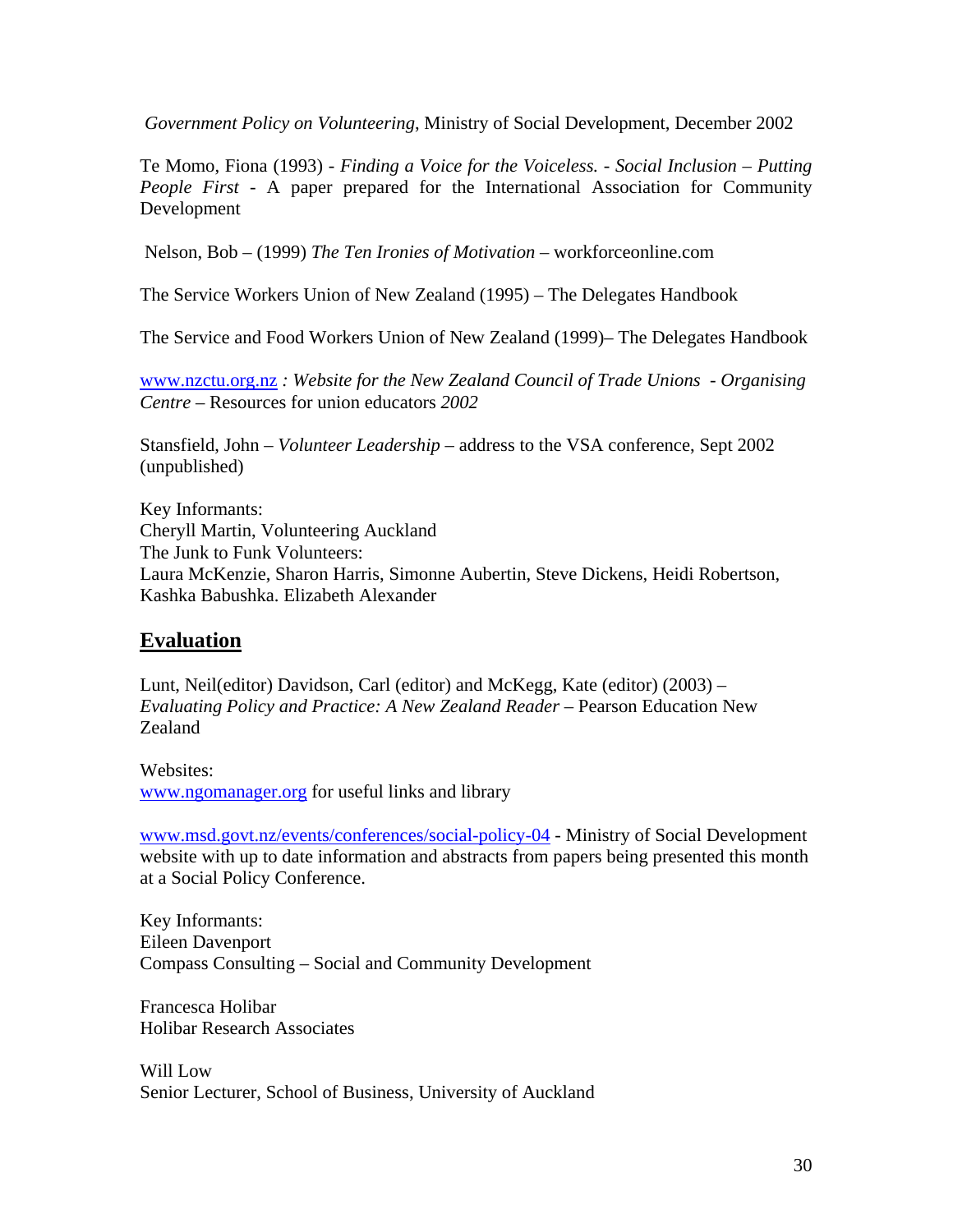*Government Policy on Volunteering*, Ministry of Social Development, December 2002

Te Momo, Fiona (1993) - *Finding a Voice for the Voiceless. - Social Inclusion – Putting People First* - A paper prepared for the International Association for Community Development

Nelson, Bob – (1999) *The Ten Ironies of Motivation* – workforceonline.com

The Service Workers Union of New Zealand (1995) – The Delegates Handbook

The Service and Food Workers Union of New Zealand (1999)– The Delegates Handbook

www.nzctu.org.nz *: Website for the New Zealand Council of Trade Unions - Organising Centre* – Resources for union educators *2002*

Stansfield, John – *Volunteer Leadership* – address to the VSA conference, Sept 2002 (unpublished)

Key Informants:
Cheryll Martin, Volunteering Auckland
The Junk to Funk Volunteers:
Laura McKenzie, Sharon Harris, Simonne Aubertin, Steve Dickens, Heidi Robertson, Kashka Babushka. Elizabeth Alexander

## Evaluation

Lunt, Neil(editor) Davidson, Carl (editor) and McKegg, Kate (editor) (2003) – *Evaluating Policy and Practice: A New Zealand Reader* – Pearson Education New Zealand

Websites:
www.ngomanager.org for useful links and library

www.msd.govt.nz/events/conferences/social-policy-04 - Ministry of Social Development website with up to date information and abstracts from papers being presented this month at a Social Policy Conference.

Key Informants:
Eileen Davenport
Compass Consulting – Social and Community Development

Francesca Holibar
Holibar Research Associates

Will Low
Senior Lecturer, School of Business, University of Auckland